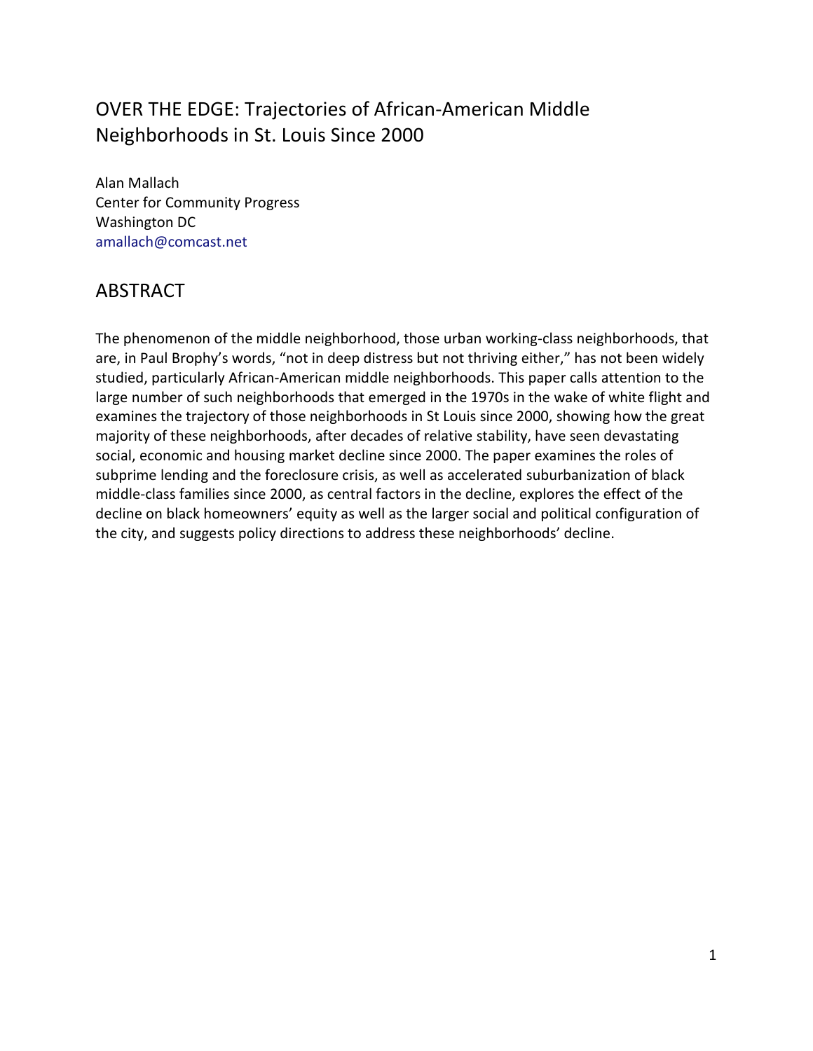# OVER THE EDGE: Trajectories of African-American Middle Neighborhoods in St. Louis Since 2000

Alan Mallach
Center for Community Progress
Washington DC
amallach@comcast.net

## ABSTRACT

The phenomenon of the middle neighborhood, those urban working-class neighborhoods, that are, in Paul Brophy's words, "not in deep distress but not thriving either," has not been widely studied, particularly African-American middle neighborhoods. This paper calls attention to the large number of such neighborhoods that emerged in the 1970s in the wake of white flight and examines the trajectory of those neighborhoods in St Louis since 2000, showing how the great majority of these neighborhoods, after decades of relative stability, have seen devastating social, economic and housing market decline since 2000. The paper examines the roles of subprime lending and the foreclosure crisis, as well as accelerated suburbanization of black middle-class families since 2000, as central factors in the decline, explores the effect of the decline on black homeowners' equity as well as the larger social and political configuration of the city, and suggests policy directions to address these neighborhoods' decline.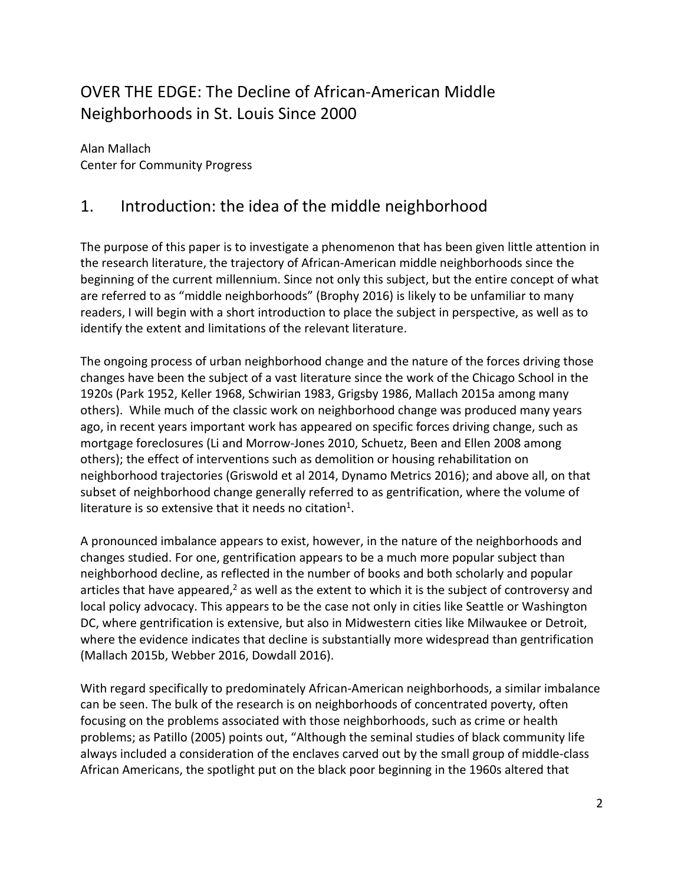# OVER THE EDGE: The Decline of African-American Middle Neighborhoods in St. Louis Since 2000

Alan Mallach
Center for Community Progress

## 1. Introduction: the idea of the middle neighborhood

The purpose of this paper is to investigate a phenomenon that has been given little attention in the research literature, the trajectory of African-American middle neighborhoods since the beginning of the current millennium. Since not only this subject, but the entire concept of what are referred to as "middle neighborhoods" (Brophy 2016) is likely to be unfamiliar to many readers, I will begin with a short introduction to place the subject in perspective, as well as to identify the extent and limitations of the relevant literature.

The ongoing process of urban neighborhood change and the nature of the forces driving those changes have been the subject of a vast literature since the work of the Chicago School in the 1920s (Park 1952, Keller 1968, Schwirian 1983, Grigsby 1986, Mallach 2015a among many others). While much of the classic work on neighborhood change was produced many years ago, in recent years important work has appeared on specific forces driving change, such as mortgage foreclosures (Li and Morrow-Jones 2010, Schuetz, Been and Ellen 2008 among others); the effect of interventions such as demolition or housing rehabilitation on neighborhood trajectories (Griswold et al 2014, Dynamo Metrics 2016); and above all, on that subset of neighborhood change generally referred to as gentrification, where the volume of literature is so extensive that it needs no citation[1].

A pronounced imbalance appears to exist, however, in the nature of the neighborhoods and changes studied. For one, gentrification appears to be a much more popular subject than neighborhood decline, as reflected in the number of books and both scholarly and popular articles that have appeared,[2] as well as the extent to which it is the subject of controversy and local policy advocacy. This appears to be the case not only in cities like Seattle or Washington DC, where gentrification is extensive, but also in Midwestern cities like Milwaukee or Detroit, where the evidence indicates that decline is substantially more widespread than gentrification (Mallach 2015b, Webber 2016, Dowdall 2016).

With regard specifically to predominately African-American neighborhoods, a similar imbalance can be seen. The bulk of the research is on neighborhoods of concentrated poverty, often focusing on the problems associated with those neighborhoods, such as crime or health problems; as Patillo (2005) points out, "Although the seminal studies of black community life always included a consideration of the enclaves carved out by the small group of middle-class African Americans, the spotlight put on the black poor beginning in the 1960s altered that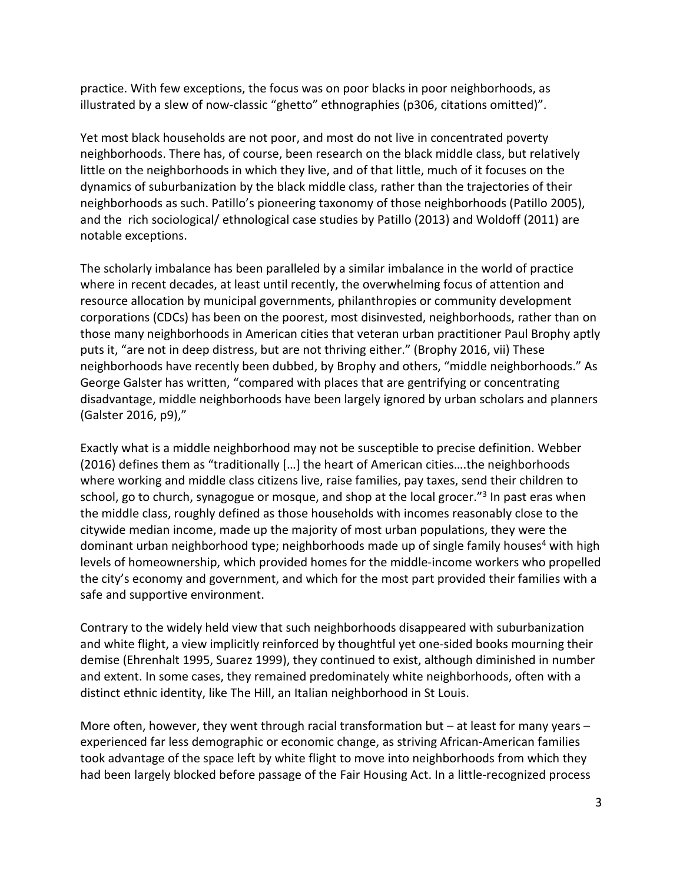practice. With few exceptions, the focus was on poor blacks in poor neighborhoods, as illustrated by a slew of now-classic "ghetto" ethnographies (p306, citations omitted)".

Yet most black households are not poor, and most do not live in concentrated poverty neighborhoods. There has, of course, been research on the black middle class, but relatively little on the neighborhoods in which they live, and of that little, much of it focuses on the dynamics of suburbanization by the black middle class, rather than the trajectories of their neighborhoods as such. Patillo's pioneering taxonomy of those neighborhoods (Patillo 2005), and the rich sociological/ ethnological case studies by Patillo (2013) and Woldoff (2011) are notable exceptions.

The scholarly imbalance has been paralleled by a similar imbalance in the world of practice where in recent decades, at least until recently, the overwhelming focus of attention and resource allocation by municipal governments, philanthropies or community development corporations (CDCs) has been on the poorest, most disinvested, neighborhoods, rather than on those many neighborhoods in American cities that veteran urban practitioner Paul Brophy aptly puts it, "are not in deep distress, but are not thriving either." (Brophy 2016, vii) These neighborhoods have recently been dubbed, by Brophy and others, "middle neighborhoods." As George Galster has written, "compared with places that are gentrifying or concentrating disadvantage, middle neighborhoods have been largely ignored by urban scholars and planners (Galster 2016, p9),"

Exactly what is a middle neighborhood may not be susceptible to precise definition. Webber (2016) defines them as "traditionally […] the heart of American cities….the neighborhoods where working and middle class citizens live, raise families, pay taxes, send their children to school, go to church, synagogue or mosque, and shop at the local grocer."[3] In past eras when the middle class, roughly defined as those households with incomes reasonably close to the citywide median income, made up the majority of most urban populations, they were the dominant urban neighborhood type; neighborhoods made up of single family houses[4] with high levels of homeownership, which provided homes for the middle-income workers who propelled the city's economy and government, and which for the most part provided their families with a safe and supportive environment.

Contrary to the widely held view that such neighborhoods disappeared with suburbanization and white flight, a view implicitly reinforced by thoughtful yet one-sided books mourning their demise (Ehrenhalt 1995, Suarez 1999), they continued to exist, although diminished in number and extent. In some cases, they remained predominately white neighborhoods, often with a distinct ethnic identity, like The Hill, an Italian neighborhood in St Louis.

More often, however, they went through racial transformation but – at least for many years – experienced far less demographic or economic change, as striving African-American families took advantage of the space left by white flight to move into neighborhoods from which they had been largely blocked before passage of the Fair Housing Act. In a little-recognized process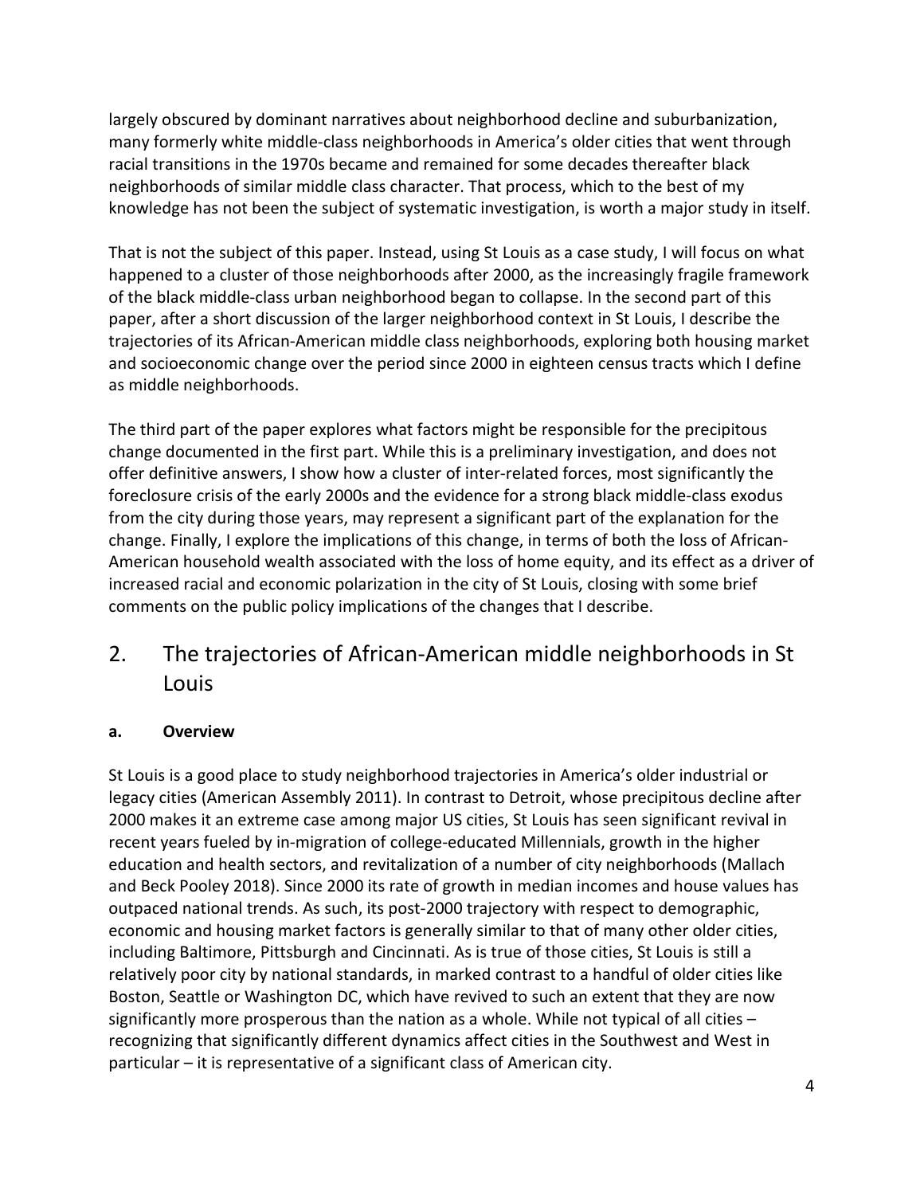largely obscured by dominant narratives about neighborhood decline and suburbanization, many formerly white middle-class neighborhoods in America's older cities that went through racial transitions in the 1970s became and remained for some decades thereafter black neighborhoods of similar middle class character. That process, which to the best of my knowledge has not been the subject of systematic investigation, is worth a major study in itself.

That is not the subject of this paper. Instead, using St Louis as a case study, I will focus on what happened to a cluster of those neighborhoods after 2000, as the increasingly fragile framework of the black middle-class urban neighborhood began to collapse. In the second part of this paper, after a short discussion of the larger neighborhood context in St Louis, I describe the trajectories of its African-American middle class neighborhoods, exploring both housing market and socioeconomic change over the period since 2000 in eighteen census tracts which I define as middle neighborhoods.

The third part of the paper explores what factors might be responsible for the precipitous change documented in the first part. While this is a preliminary investigation, and does not offer definitive answers, I show how a cluster of inter-related forces, most significantly the foreclosure crisis of the early 2000s and the evidence for a strong black middle-class exodus from the city during those years, may represent a significant part of the explanation for the change. Finally, I explore the implications of this change, in terms of both the loss of African-American household wealth associated with the loss of home equity, and its effect as a driver of increased racial and economic polarization in the city of St Louis, closing with some brief comments on the public policy implications of the changes that I describe.

## 2. The trajectories of African-American middle neighborhoods in St Louis

### a. Overview

St Louis is a good place to study neighborhood trajectories in America's older industrial or legacy cities (American Assembly 2011). In contrast to Detroit, whose precipitous decline after 2000 makes it an extreme case among major US cities, St Louis has seen significant revival in recent years fueled by in-migration of college-educated Millennials, growth in the higher education and health sectors, and revitalization of a number of city neighborhoods (Mallach and Beck Pooley 2018). Since 2000 its rate of growth in median incomes and house values has outpaced national trends. As such, its post-2000 trajectory with respect to demographic, economic and housing market factors is generally similar to that of many other older cities, including Baltimore, Pittsburgh and Cincinnati. As is true of those cities, St Louis is still a relatively poor city by national standards, in marked contrast to a handful of older cities like Boston, Seattle or Washington DC, which have revived to such an extent that they are now significantly more prosperous than the nation as a whole. While not typical of all cities – recognizing that significantly different dynamics affect cities in the Southwest and West in particular – it is representative of a significant class of American city.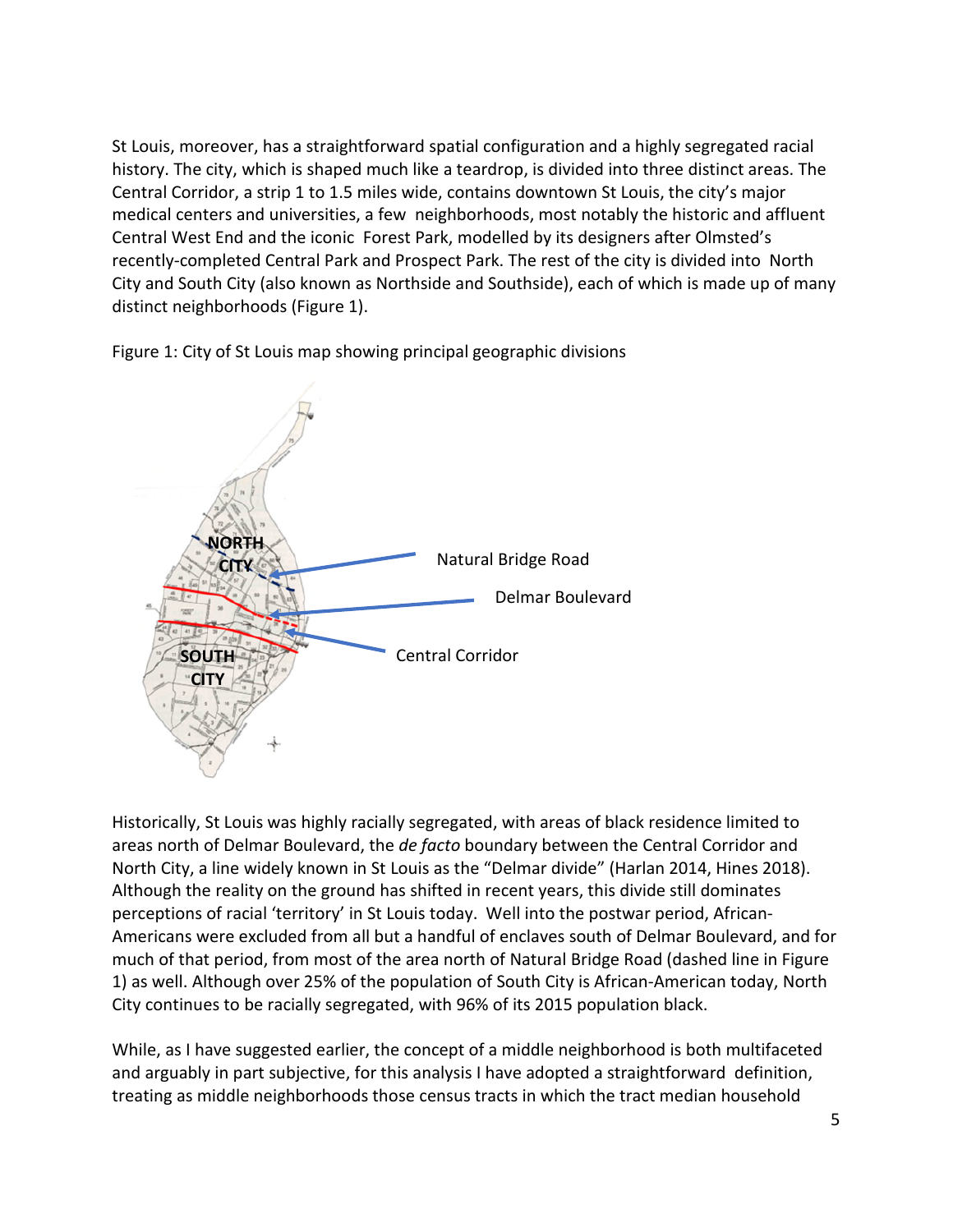St Louis, moreover, has a straightforward spatial configuration and a highly segregated racial history. The city, which is shaped much like a teardrop, is divided into three distinct areas. The Central Corridor, a strip 1 to 1.5 miles wide, contains downtown St Louis, the city's major medical centers and universities, a few neighborhoods, most notably the historic and affluent Central West End and the iconic Forest Park, modelled by its designers after Olmsted's recently-completed Central Park and Prospect Park. The rest of the city is divided into North City and South City (also known as Northside and Southside), each of which is made up of many distinct neighborhoods (Figure 1).

Figure 1: City of St Louis map showing principal geographic divisions

Historically, St Louis was highly racially segregated, with areas of black residence limited to areas north of Delmar Boulevard, the *de facto* boundary between the Central Corridor and North City, a line widely known in St Louis as the "Delmar divide" (Harlan 2014, Hines 2018). Although the reality on the ground has shifted in recent years, this divide still dominates perceptions of racial 'territory' in St Louis today. Well into the postwar period, African-Americans were excluded from all but a handful of enclaves south of Delmar Boulevard, and for much of that period, from most of the area north of Natural Bridge Road (dashed line in Figure 1) as well. Although over 25% of the population of South City is African-American today, North City continues to be racially segregated, with 96% of its 2015 population black.

While, as I have suggested earlier, the concept of a middle neighborhood is both multifaceted and arguably in part subjective, for this analysis I have adopted a straightforward definition, treating as middle neighborhoods those census tracts in which the tract median household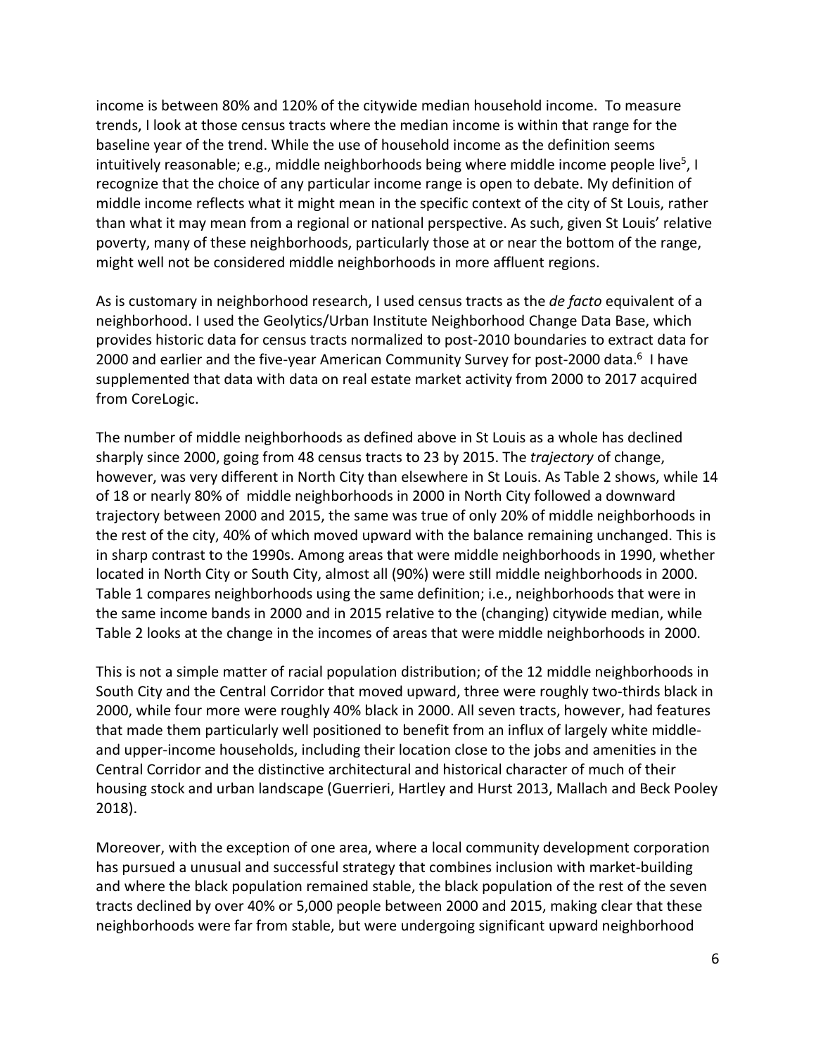income is between 80% and 120% of the citywide median household income. To measure trends, I look at those census tracts where the median income is within that range for the baseline year of the trend. While the use of household income as the definition seems intuitively reasonable; e.g., middle neighborhoods being where middle income people live[5], I recognize that the choice of any particular income range is open to debate. My definition of middle income reflects what it might mean in the specific context of the city of St Louis, rather than what it may mean from a regional or national perspective. As such, given St Louis' relative poverty, many of these neighborhoods, particularly those at or near the bottom of the range, might well not be considered middle neighborhoods in more affluent regions.

As is customary in neighborhood research, I used census tracts as the *de facto* equivalent of a neighborhood. I used the Geolytics/Urban Institute Neighborhood Change Data Base, which provides historic data for census tracts normalized to post-2010 boundaries to extract data for 2000 and earlier and the five-year American Community Survey for post-2000 data.[6] I have supplemented that data with data on real estate market activity from 2000 to 2017 acquired from CoreLogic.

The number of middle neighborhoods as defined above in St Louis as a whole has declined sharply since 2000, going from 48 census tracts to 23 by 2015. The *trajectory* of change, however, was very different in North City than elsewhere in St Louis. As Table 2 shows, while 14 of 18 or nearly 80% of middle neighborhoods in 2000 in North City followed a downward trajectory between 2000 and 2015, the same was true of only 20% of middle neighborhoods in the rest of the city, 40% of which moved upward with the balance remaining unchanged. This is in sharp contrast to the 1990s. Among areas that were middle neighborhoods in 1990, whether located in North City or South City, almost all (90%) were still middle neighborhoods in 2000. Table 1 compares neighborhoods using the same definition; i.e., neighborhoods that were in the same income bands in 2000 and in 2015 relative to the (changing) citywide median, while Table 2 looks at the change in the incomes of areas that were middle neighborhoods in 2000.

This is not a simple matter of racial population distribution; of the 12 middle neighborhoods in South City and the Central Corridor that moved upward, three were roughly two-thirds black in 2000, while four more were roughly 40% black in 2000. All seven tracts, however, had features that made them particularly well positioned to benefit from an influx of largely white middle- and upper-income households, including their location close to the jobs and amenities in the Central Corridor and the distinctive architectural and historical character of much of their housing stock and urban landscape (Guerrieri, Hartley and Hurst 2013, Mallach and Beck Pooley 2018).

Moreover, with the exception of one area, where a local community development corporation has pursued a unusual and successful strategy that combines inclusion with market-building and where the black population remained stable, the black population of the rest of the seven tracts declined by over 40% or 5,000 people between 2000 and 2015, making clear that these neighborhoods were far from stable, but were undergoing significant upward neighborhood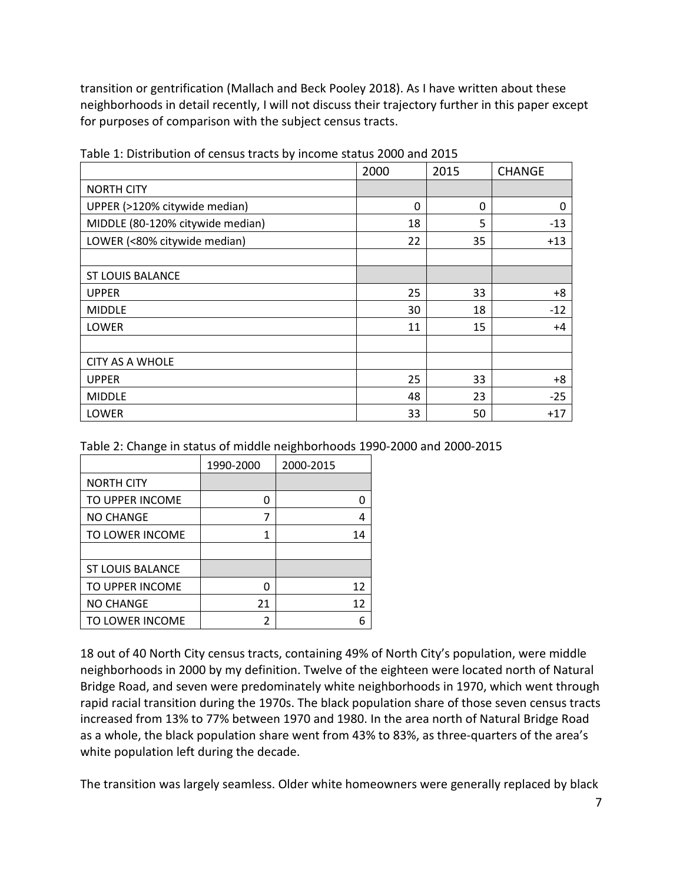transition or gentrification (Mallach and Beck Pooley 2018). As I have written about these neighborhoods in detail recently, I will not discuss their trajectory further in this paper except for purposes of comparison with the subject census tracts.

Table 1: Distribution of census tracts by income status 2000 and 2015

| | 2000 | 2015 | CHANGE |
|---|---|---|---|
| NORTH CITY | | | |
| UPPER (>120% citywide median) | 0 | 0 | 0 |
| MIDDLE (80-120% citywide median) | 18 | 5 | -13 |
| LOWER (<80% citywide median) | 22 | 35 | +13 |
| | | | |
| ST LOUIS BALANCE | | | |
| UPPER | 25 | 33 | +8 |
| MIDDLE | 30 | 18 | -12 |
| LOWER | 11 | 15 | +4 |
| | | | |
| CITY AS A WHOLE | | | |
| UPPER | 25 | 33 | +8 |
| MIDDLE | 48 | 23 | -25 |
| LOWER | 33 | 50 | +17 |

Table 2: Change in status of middle neighborhoods 1990-2000 and 2000-2015

| | 1990-2000 | 2000-2015 |
|---|---|---|
| NORTH CITY | | |
| TO UPPER INCOME | 0 | 0 |
| NO CHANGE | 7 | 4 |
| TO LOWER INCOME | 1 | 14 |
| | | |
| ST LOUIS BALANCE | | |
| TO UPPER INCOME | 0 | 12 |
| NO CHANGE | 21 | 12 |
| TO LOWER INCOME | 2 | 6 |

18 out of 40 North City census tracts, containing 49% of North City's population, were middle neighborhoods in 2000 by my definition. Twelve of the eighteen were located north of Natural Bridge Road, and seven were predominately white neighborhoods in 1970, which went through rapid racial transition during the 1970s. The black population share of those seven census tracts increased from 13% to 77% between 1970 and 1980. In the area north of Natural Bridge Road as a whole, the black population share went from 43% to 83%, as three-quarters of the area's white population left during the decade.

The transition was largely seamless. Older white homeowners were generally replaced by black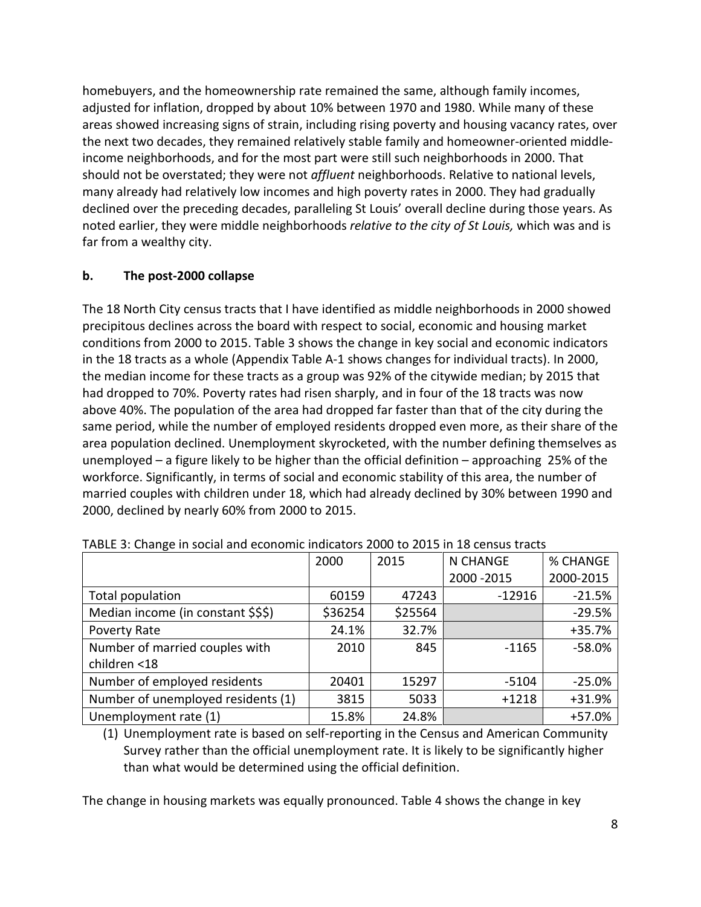homebuyers, and the homeownership rate remained the same, although family incomes, adjusted for inflation, dropped by about 10% between 1970 and 1980. While many of these areas showed increasing signs of strain, including rising poverty and housing vacancy rates, over the next two decades, they remained relatively stable family and homeowner-oriented middle-income neighborhoods, and for the most part were still such neighborhoods in 2000. That should not be overstated; they were not *affluent* neighborhoods. Relative to national levels, many already had relatively low incomes and high poverty rates in 2000. They had gradually declined over the preceding decades, paralleling St Louis' overall decline during those years. As noted earlier, they were middle neighborhoods *relative to the city of St Louis,* which was and is far from a wealthy city.

### b. The post-2000 collapse

The 18 North City census tracts that I have identified as middle neighborhoods in 2000 showed precipitous declines across the board with respect to social, economic and housing market conditions from 2000 to 2015. Table 3 shows the change in key social and economic indicators in the 18 tracts as a whole (Appendix Table A-1 shows changes for individual tracts). In 2000, the median income for these tracts as a group was 92% of the citywide median; by 2015 that had dropped to 70%. Poverty rates had risen sharply, and in four of the 18 tracts was now above 40%. The population of the area had dropped far faster than that of the city during the same period, while the number of employed residents dropped even more, as their share of the area population declined. Unemployment skyrocketed, with the number defining themselves as unemployed – a figure likely to be higher than the official definition – approaching 25% of the workforce. Significantly, in terms of social and economic stability of this area, the number of married couples with children under 18, which had already declined by 30% between 1990 and 2000, declined by nearly 60% from 2000 to 2015.

TABLE 3: Change in social and economic indicators 2000 to 2015 in 18 census tracts

| | 2000 | 2015 | N CHANGE 2000 -2015 | % CHANGE 2000-2015 |
|---|---|---|---|---|
| Total population | 60159 | 47243 | -12916 | -21.5% |
| Median income (in constant $$$) | $36254 | $25564 | | -29.5% |
| Poverty Rate | 24.1% | 32.7% | | +35.7% |
| Number of married couples with children <18 | 2010 | 845 | -1165 | -58.0% |
| Number of employed residents | 20401 | 15297 | -5104 | -25.0% |
| Number of unemployed residents (1) | 3815 | 5033 | +1218 | +31.9% |
| Unemployment rate (1) | 15.8% | 24.8% | | +57.0% |

(1) Unemployment rate is based on self-reporting in the Census and American Community Survey rather than the official unemployment rate. It is likely to be significantly higher than what would be determined using the official definition.

The change in housing markets was equally pronounced. Table 4 shows the change in key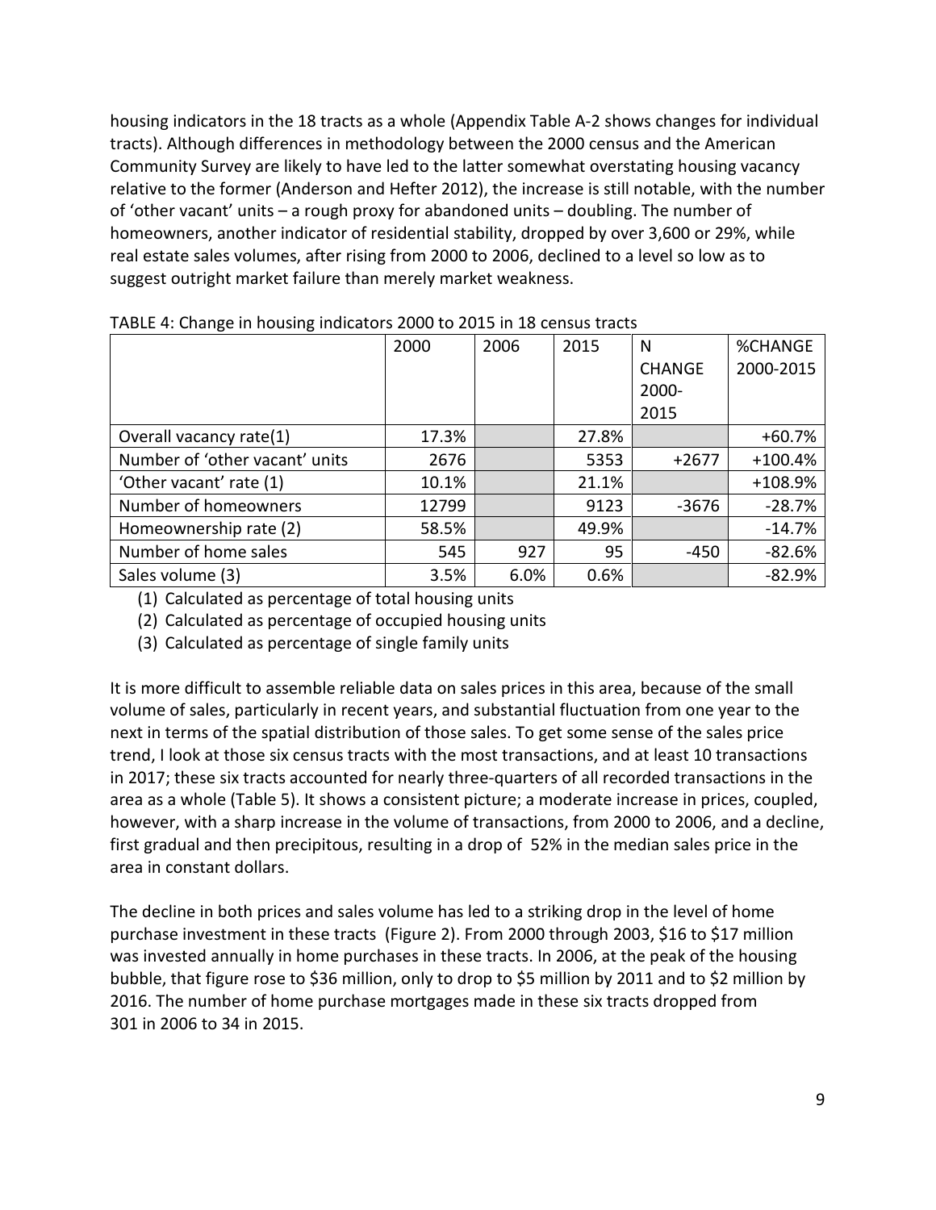housing indicators in the 18 tracts as a whole (Appendix Table A-2 shows changes for individual tracts). Although differences in methodology between the 2000 census and the American Community Survey are likely to have led to the latter somewhat overstating housing vacancy relative to the former (Anderson and Hefter 2012), the increase is still notable, with the number of 'other vacant' units – a rough proxy for abandoned units – doubling. The number of homeowners, another indicator of residential stability, dropped by over 3,600 or 29%, while real estate sales volumes, after rising from 2000 to 2006, declined to a level so low as to suggest outright market failure than merely market weakness.

TABLE 4: Change in housing indicators 2000 to 2015 in 18 census tracts

| | 2000 | 2006 | 2015 | N CHANGE 2000-2015 | %CHANGE 2000-2015 |
|---|---|---|---|---|---|
| Overall vacancy rate(1) | 17.3% | | 27.8% | | +60.7% |
| Number of 'other vacant' units | 2676 | | 5353 | +2677 | +100.4% |
| 'Other vacant' rate (1) | 10.1% | | 21.1% | | +108.9% |
| Number of homeowners | 12799 | | 9123 | -3676 | -28.7% |
| Homeownership rate (2) | 58.5% | | 49.9% | | -14.7% |
| Number of home sales | 545 | 927 | 95 | -450 | -82.6% |
| Sales volume (3) | 3.5% | 6.0% | 0.6% | | -82.9% |

(1) Calculated as percentage of total housing units
(2) Calculated as percentage of occupied housing units
(3) Calculated as percentage of single family units

It is more difficult to assemble reliable data on sales prices in this area, because of the small volume of sales, particularly in recent years, and substantial fluctuation from one year to the next in terms of the spatial distribution of those sales. To get some sense of the sales price trend, I look at those six census tracts with the most transactions, and at least 10 transactions in 2017; these six tracts accounted for nearly three-quarters of all recorded transactions in the area as a whole (Table 5). It shows a consistent picture; a moderate increase in prices, coupled, however, with a sharp increase in the volume of transactions, from 2000 to 2006, and a decline, first gradual and then precipitous, resulting in a drop of 52% in the median sales price in the area in constant dollars.

The decline in both prices and sales volume has led to a striking drop in the level of home purchase investment in these tracts (Figure 2). From 2000 through 2003, \$16 to \$17 million was invested annually in home purchases in these tracts. In 2006, at the peak of the housing bubble, that figure rose to \$36 million, only to drop to \$5 million by 2011 and to \$2 million by 2016. The number of home purchase mortgages made in these six tracts dropped from 301 in 2006 to 34 in 2015.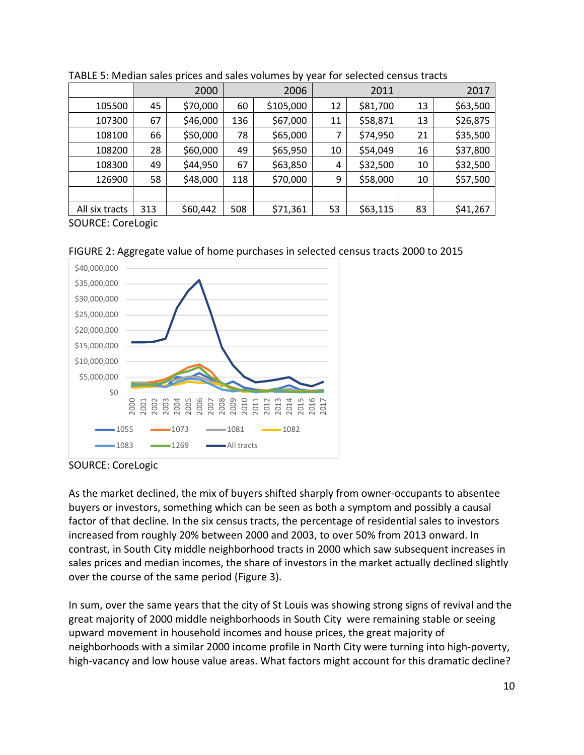TABLE 5: Median sales prices and sales volumes by year for selected census tracts

| | 2000 | | 2006 | | 2011 | | 2017 | |
|---|---|---|---|---|---|---|---|---|
| 105500 | 45 | $70,000 | 60 | $105,000 | 12 | $81,700 | 13 | $63,500 |
| 107300 | 67 | $46,000 | 136 | $67,000 | 11 | $58,871 | 13 | $26,875 |
| 108100 | 66 | $50,000 | 78 | $65,000 | 7 | $74,950 | 21 | $35,500 |
| 108200 | 28 | $60,000 | 49 | $65,950 | 10 | $54,049 | 16 | $37,800 |
| 108300 | 49 | $44,950 | 67 | $63,850 | 4 | $32,500 | 10 | $32,500 |
| 126900 | 58 | $48,000 | 118 | $70,000 | 9 | $58,000 | 10 | $57,500 |
| | | | | | | | | |
| All six tracts | 313 | $60,442 | 508 | $71,361 | 53 | $63,115 | 83 | $41,267 |

SOURCE: CoreLogic

FIGURE 2: Aggregate value of home purchases in selected census tracts 2000 to 2015

SOURCE: CoreLogic

As the market declined, the mix of buyers shifted sharply from owner-occupants to absentee buyers or investors, something which can be seen as both a symptom and possibly a causal factor of that decline. In the six census tracts, the percentage of residential sales to investors increased from roughly 20% between 2000 and 2003, to over 50% from 2013 onward. In contrast, in South City middle neighborhood tracts in 2000 which saw subsequent increases in sales prices and median incomes, the share of investors in the market actually declined slightly over the course of the same period (Figure 3).

In sum, over the same years that the city of St Louis was showing strong signs of revival and the great majority of 2000 middle neighborhoods in South City were remaining stable or seeing upward movement in household incomes and house prices, the great majority of neighborhoods with a similar 2000 income profile in North City were turning into high-poverty, high-vacancy and low house value areas. What factors might account for this dramatic decline?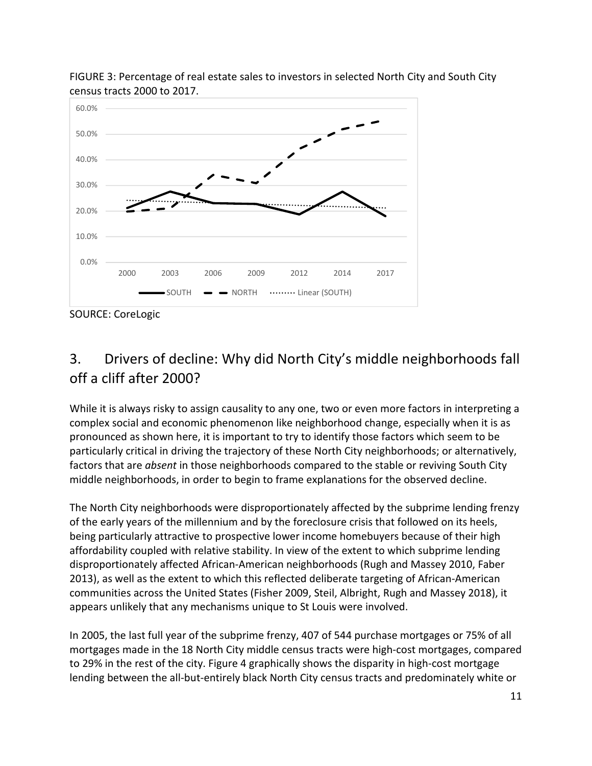FIGURE 3: Percentage of real estate sales to investors in selected North City and South City census tracts 2000 to 2017.

SOURCE: CoreLogic

## 3. Drivers of decline: Why did North City's middle neighborhoods fall off a cliff after 2000?

While it is always risky to assign causality to any one, two or even more factors in interpreting a complex social and economic phenomenon like neighborhood change, especially when it is as pronounced as shown here, it is important to try to identify those factors which seem to be particularly critical in driving the trajectory of these North City neighborhoods; or alternatively, factors that are *absent* in those neighborhoods compared to the stable or reviving South City middle neighborhoods, in order to begin to frame explanations for the observed decline.

The North City neighborhoods were disproportionately affected by the subprime lending frenzy of the early years of the millennium and by the foreclosure crisis that followed on its heels, being particularly attractive to prospective lower income homebuyers because of their high affordability coupled with relative stability. In view of the extent to which subprime lending disproportionately affected African-American neighborhoods (Rugh and Massey 2010, Faber 2013), as well as the extent to which this reflected deliberate targeting of African-American communities across the United States (Fisher 2009, Steil, Albright, Rugh and Massey 2018), it appears unlikely that any mechanisms unique to St Louis were involved.

In 2005, the last full year of the subprime frenzy, 407 of 544 purchase mortgages or 75% of all mortgages made in the 18 North City middle census tracts were high-cost mortgages, compared to 29% in the rest of the city. Figure 4 graphically shows the disparity in high-cost mortgage lending between the all-but-entirely black North City census tracts and predominately white or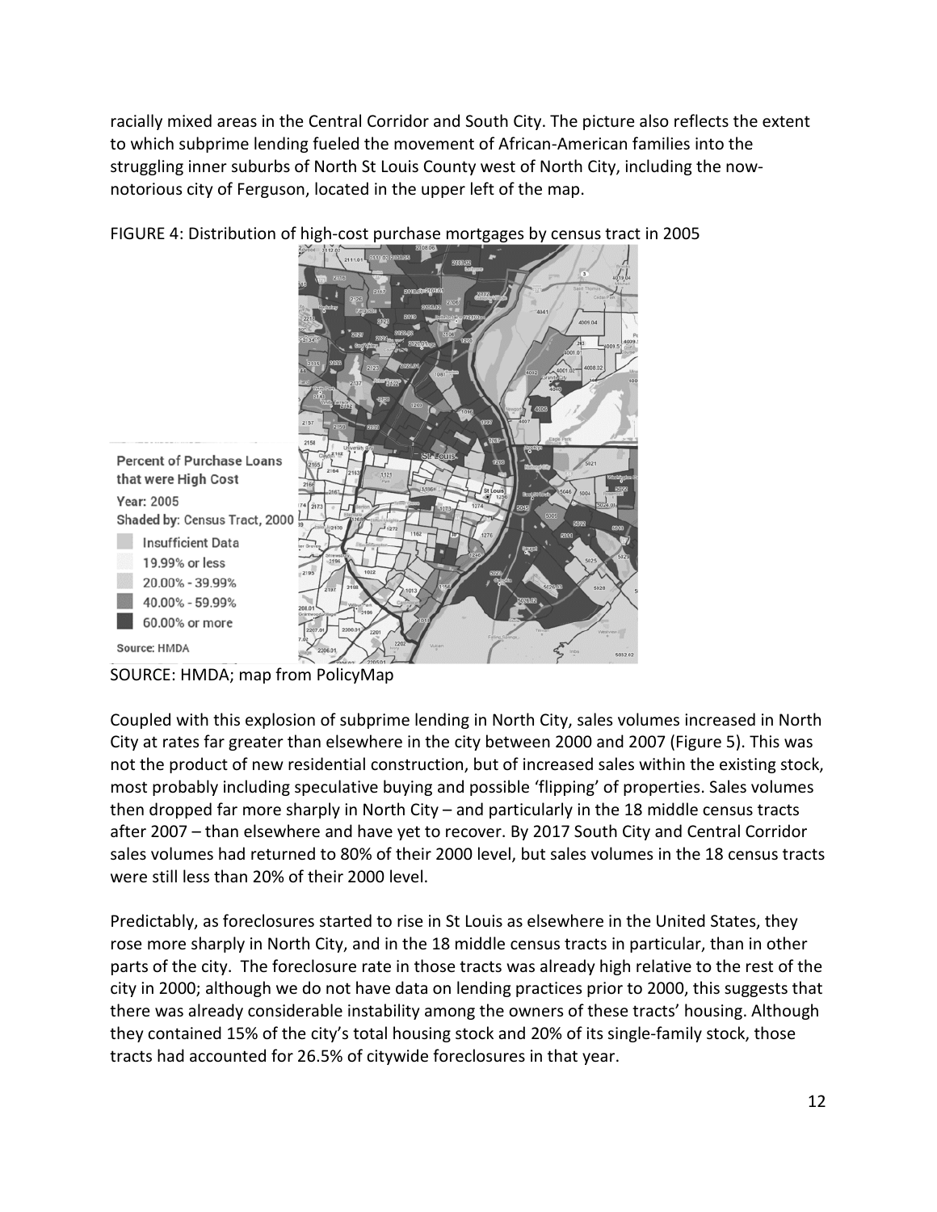racially mixed areas in the Central Corridor and South City. The picture also reflects the extent to which subprime lending fueled the movement of African-American families into the struggling inner suburbs of North St Louis County west of North City, including the now-notorious city of Ferguson, located in the upper left of the map.

FIGURE 4: Distribution of high-cost purchase mortgages by census tract in 2005

SOURCE: HMDA; map from PolicyMap

Coupled with this explosion of subprime lending in North City, sales volumes increased in North City at rates far greater than elsewhere in the city between 2000 and 2007 (Figure 5). This was not the product of new residential construction, but of increased sales within the existing stock, most probably including speculative buying and possible 'flipping' of properties. Sales volumes then dropped far more sharply in North City – and particularly in the 18 middle census tracts after 2007 – than elsewhere and have yet to recover. By 2017 South City and Central Corridor sales volumes had returned to 80% of their 2000 level, but sales volumes in the 18 census tracts were still less than 20% of their 2000 level.

Predictably, as foreclosures started to rise in St Louis as elsewhere in the United States, they rose more sharply in North City, and in the 18 middle census tracts in particular, than in other parts of the city. The foreclosure rate in those tracts was already high relative to the rest of the city in 2000; although we do not have data on lending practices prior to 2000, this suggests that there was already considerable instability among the owners of these tracts' housing. Although they contained 15% of the city's total housing stock and 20% of its single-family stock, those tracts had accounted for 26.5% of citywide foreclosures in that year.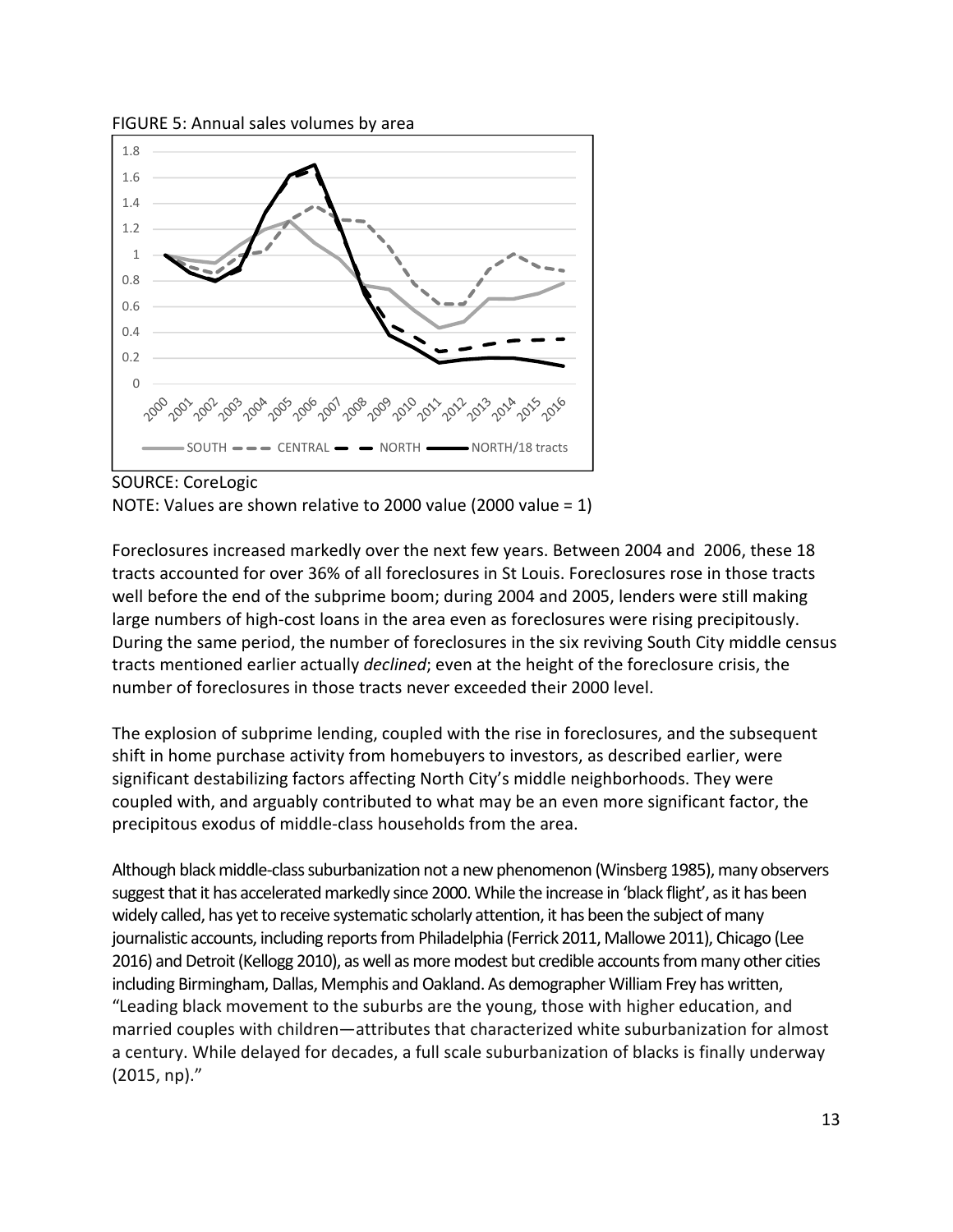FIGURE 5: Annual sales volumes by area

SOURCE: CoreLogic

NOTE: Values are shown relative to 2000 value (2000 value = 1)

Foreclosures increased markedly over the next few years. Between 2004 and 2006, these 18 tracts accounted for over 36% of all foreclosures in St Louis. Foreclosures rose in those tracts well before the end of the subprime boom; during 2004 and 2005, lenders were still making large numbers of high-cost loans in the area even as foreclosures were rising precipitously. During the same period, the number of foreclosures in the six reviving South City middle census tracts mentioned earlier actually *declined*; even at the height of the foreclosure crisis, the number of foreclosures in those tracts never exceeded their 2000 level.

The explosion of subprime lending, coupled with the rise in foreclosures, and the subsequent shift in home purchase activity from homebuyers to investors, as described earlier, were significant destabilizing factors affecting North City's middle neighborhoods. They were coupled with, and arguably contributed to what may be an even more significant factor, the precipitous exodus of middle-class households from the area.

Although black middle-class suburbanization not a new phenomenon (Winsberg 1985), many observers suggest that it has accelerated markedly since 2000. While the increase in 'black flight', as it has been widely called, has yet to receive systematic scholarly attention, it has been the subject of many journalistic accounts, including reports from Philadelphia (Ferrick 2011, Mallowe 2011), Chicago (Lee 2016) and Detroit (Kellogg 2010), as well as more modest but credible accounts from many other cities including Birmingham, Dallas, Memphis and Oakland. As demographer William Frey has written, "Leading black movement to the suburbs are the young, those with higher education, and married couples with children—attributes that characterized white suburbanization for almost a century. While delayed for decades, a full scale suburbanization of blacks is finally underway (2015, np)."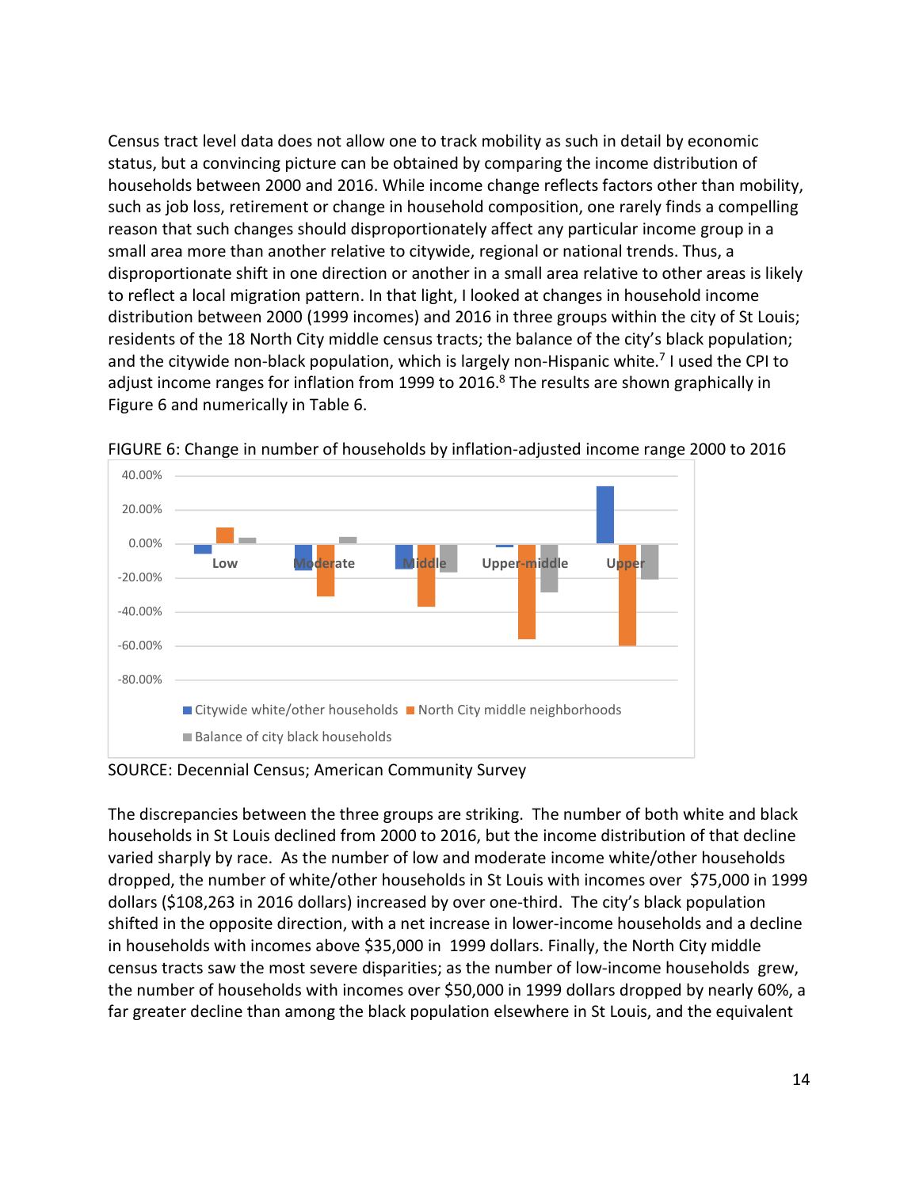Census tract level data does not allow one to track mobility as such in detail by economic status, but a convincing picture can be obtained by comparing the income distribution of households between 2000 and 2016. While income change reflects factors other than mobility, such as job loss, retirement or change in household composition, one rarely finds a compelling reason that such changes should disproportionately affect any particular income group in a small area more than another relative to citywide, regional or national trends. Thus, a disproportionate shift in one direction or another in a small area relative to other areas is likely to reflect a local migration pattern. In that light, I looked at changes in household income distribution between 2000 (1999 incomes) and 2016 in three groups within the city of St Louis; residents of the 18 North City middle census tracts; the balance of the city's black population; and the citywide non-black population, which is largely non-Hispanic white.[7] I used the CPI to adjust income ranges for inflation from 1999 to 2016.[8] The results are shown graphically in Figure 6 and numerically in Table 6.

FIGURE 6: Change in number of households by inflation-adjusted income range 2000 to 2016

SOURCE: Decennial Census; American Community Survey

The discrepancies between the three groups are striking. The number of both white and black households in St Louis declined from 2000 to 2016, but the income distribution of that decline varied sharply by race. As the number of low and moderate income white/other households dropped, the number of white/other households in St Louis with incomes over $75,000 in 1999 dollars ($108,263 in 2016 dollars) increased by over one-third. The city's black population shifted in the opposite direction, with a net increase in lower-income households and a decline in households with incomes above $35,000 in 1999 dollars. Finally, the North City middle census tracts saw the most severe disparities; as the number of low-income households grew, the number of households with incomes over $50,000 in 1999 dollars dropped by nearly 60%, a far greater decline than among the black population elsewhere in St Louis, and the equivalent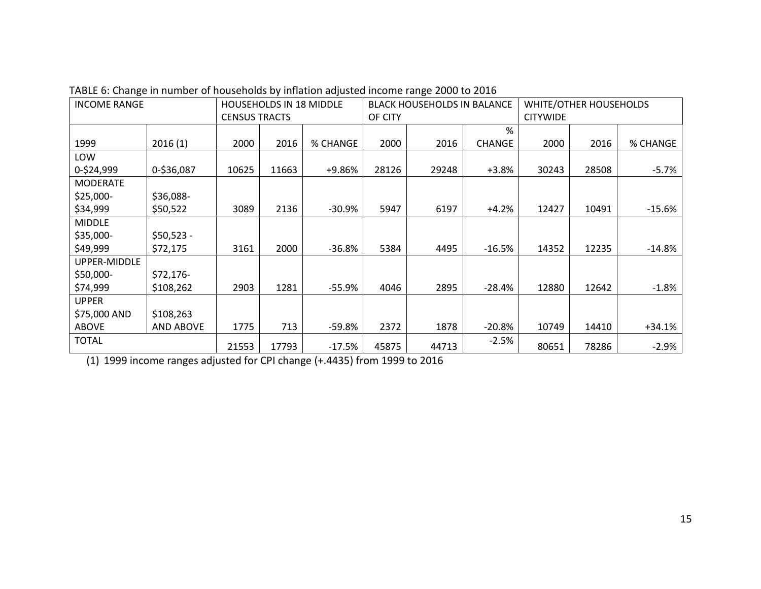TABLE 6: Change in number of households by inflation adjusted income range 2000 to 2016

| INCOME RANGE | | HOUSEHOLDS IN 18 MIDDLE CENSUS TRACTS | | | BLACK HOUSEHOLDS IN BALANCE OF CITY | | | WHITE/OTHER HOUSEHOLDS CITYWIDE | | |
|---|---|---|---|---|---|---|---|---|---|---|
| 1999 | 2016 (1) | 2000 | 2016 | % CHANGE | 2000 | 2016 | % CHANGE | 2000 | 2016 | % CHANGE |
| LOW 0-$24,999 | 0-$36,087 | 10625 | 11663 | +9.86% | 28126 | 29248 | +3.8% | 30243 | 28508 | -5.7% |
| MODERATE $25,000-$34,999 | $36,088-$50,522 | 3089 | 2136 | -30.9% | 5947 | 6197 | +4.2% | 12427 | 10491 | -15.6% |
| MIDDLE $35,000-$49,999 | $50,523 - $72,175 | 3161 | 2000 | -36.8% | 5384 | 4495 | -16.5% | 14352 | 12235 | -14.8% |
| UPPER-MIDDLE $50,000-$74,999 | $72,176-$108,262 | 2903 | 1281 | -55.9% | 4046 | 2895 | -28.4% | 12880 | 12642 | -1.8% |
| UPPER $75,000 AND ABOVE | $108,263 AND ABOVE | 1775 | 713 | -59.8% | 2372 | 1878 | -20.8% | 10749 | 14410 | +34.1% |
| TOTAL | | 21553 | 17793 | -17.5% | 45875 | 44713 | -2.5% | 80651 | 78286 | -2.9% |

(1) 1999 income ranges adjusted for CPI change (+.4435) from 1999 to 2016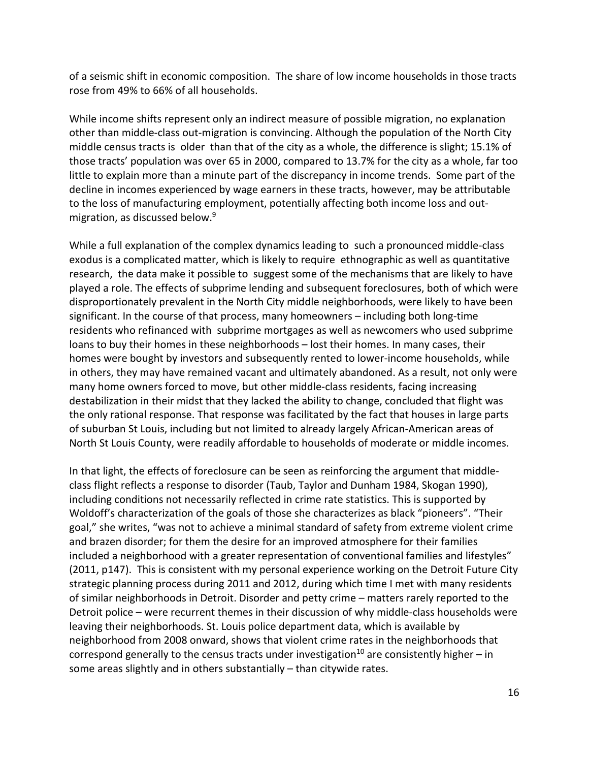of a seismic shift in economic composition. The share of low income households in those tracts rose from 49% to 66% of all households.

While income shifts represent only an indirect measure of possible migration, no explanation other than middle-class out-migration is convincing. Although the population of the North City middle census tracts is older than that of the city as a whole, the difference is slight; 15.1% of those tracts' population was over 65 in 2000, compared to 13.7% for the city as a whole, far too little to explain more than a minute part of the discrepancy in income trends. Some part of the decline in incomes experienced by wage earners in these tracts, however, may be attributable to the loss of manufacturing employment, potentially affecting both income loss and out-migration, as discussed below.[9]

While a full explanation of the complex dynamics leading to such a pronounced middle-class exodus is a complicated matter, which is likely to require ethnographic as well as quantitative research, the data make it possible to suggest some of the mechanisms that are likely to have played a role. The effects of subprime lending and subsequent foreclosures, both of which were disproportionately prevalent in the North City middle neighborhoods, were likely to have been significant. In the course of that process, many homeowners – including both long-time residents who refinanced with subprime mortgages as well as newcomers who used subprime loans to buy their homes in these neighborhoods – lost their homes. In many cases, their homes were bought by investors and subsequently rented to lower-income households, while in others, they may have remained vacant and ultimately abandoned. As a result, not only were many home owners forced to move, but other middle-class residents, facing increasing destabilization in their midst that they lacked the ability to change, concluded that flight was the only rational response. That response was facilitated by the fact that houses in large parts of suburban St Louis, including but not limited to already largely African-American areas of North St Louis County, were readily affordable to households of moderate or middle incomes.

In that light, the effects of foreclosure can be seen as reinforcing the argument that middle-class flight reflects a response to disorder (Taub, Taylor and Dunham 1984, Skogan 1990), including conditions not necessarily reflected in crime rate statistics. This is supported by Woldoff's characterization of the goals of those she characterizes as black "pioneers". "Their goal," she writes, "was not to achieve a minimal standard of safety from extreme violent crime and brazen disorder; for them the desire for an improved atmosphere for their families included a neighborhood with a greater representation of conventional families and lifestyles" (2011, p147). This is consistent with my personal experience working on the Detroit Future City strategic planning process during 2011 and 2012, during which time I met with many residents of similar neighborhoods in Detroit. Disorder and petty crime – matters rarely reported to the Detroit police – were recurrent themes in their discussion of why middle-class households were leaving their neighborhoods. St. Louis police department data, which is available by neighborhood from 2008 onward, shows that violent crime rates in the neighborhoods that correspond generally to the census tracts under investigation[10] are consistently higher – in some areas slightly and in others substantially – than citywide rates.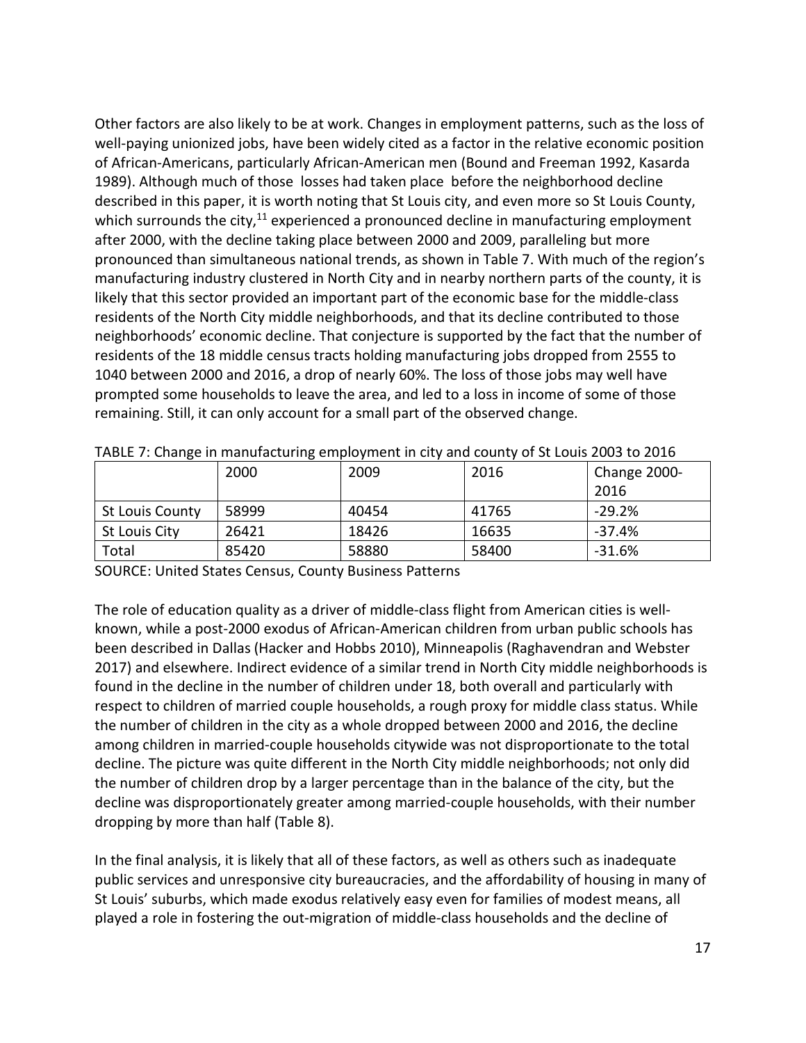Other factors are also likely to be at work. Changes in employment patterns, such as the loss of well-paying unionized jobs, have been widely cited as a factor in the relative economic position of African-Americans, particularly African-American men (Bound and Freeman 1992, Kasarda 1989). Although much of those losses had taken place before the neighborhood decline described in this paper, it is worth noting that St Louis city, and even more so St Louis County, which surrounds the city,[11] experienced a pronounced decline in manufacturing employment after 2000, with the decline taking place between 2000 and 2009, paralleling but more pronounced than simultaneous national trends, as shown in Table 7. With much of the region's manufacturing industry clustered in North City and in nearby northern parts of the county, it is likely that this sector provided an important part of the economic base for the middle-class residents of the North City middle neighborhoods, and that its decline contributed to those neighborhoods' economic decline. That conjecture is supported by the fact that the number of residents of the 18 middle census tracts holding manufacturing jobs dropped from 2555 to 1040 between 2000 and 2016, a drop of nearly 60%. The loss of those jobs may well have prompted some households to leave the area, and led to a loss in income of some of those remaining. Still, it can only account for a small part of the observed change.

TABLE 7: Change in manufacturing employment in city and county of St Louis 2003 to 2016

| | 2000 | 2009 | 2016 | Change 2000-2016 |
|---|---|---|---|---|
| St Louis County | 58999 | 40454 | 41765 | -29.2% |
| St Louis City | 26421 | 18426 | 16635 | -37.4% |
| Total | 85420 | 58880 | 58400 | -31.6% |

SOURCE: United States Census, County Business Patterns

The role of education quality as a driver of middle-class flight from American cities is well-known, while a post-2000 exodus of African-American children from urban public schools has been described in Dallas (Hacker and Hobbs 2010), Minneapolis (Raghavendran and Webster 2017) and elsewhere. Indirect evidence of a similar trend in North City middle neighborhoods is found in the decline in the number of children under 18, both overall and particularly with respect to children of married couple households, a rough proxy for middle class status. While the number of children in the city as a whole dropped between 2000 and 2016, the decline among children in married-couple households citywide was not disproportionate to the total decline. The picture was quite different in the North City middle neighborhoods; not only did the number of children drop by a larger percentage than in the balance of the city, but the decline was disproportionately greater among married-couple households, with their number dropping by more than half (Table 8).

In the final analysis, it is likely that all of these factors, as well as others such as inadequate public services and unresponsive city bureaucracies, and the affordability of housing in many of St Louis' suburbs, which made exodus relatively easy even for families of modest means, all played a role in fostering the out-migration of middle-class households and the decline of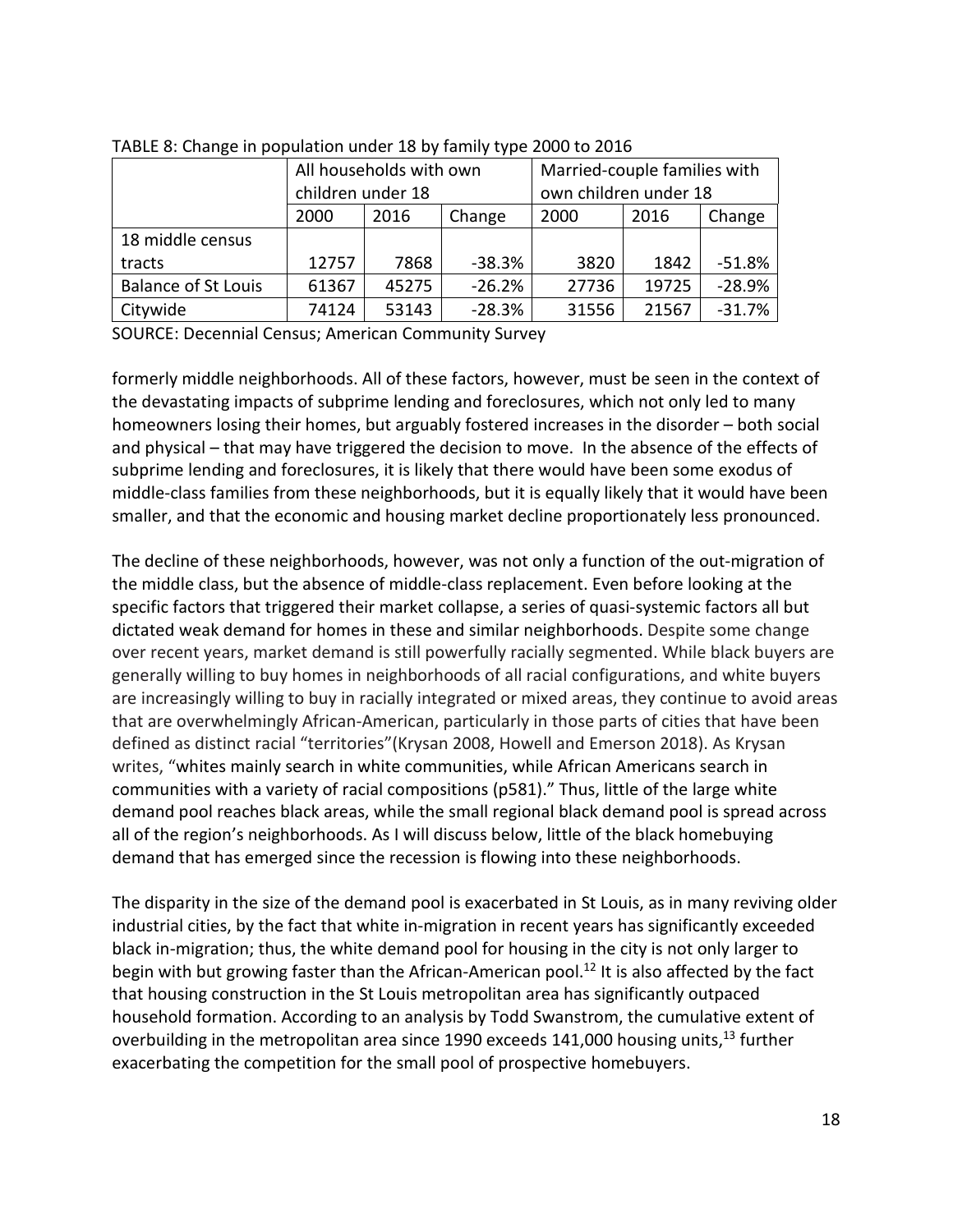TABLE 8: Change in population under 18 by family type 2000 to 2016

| | All households with own children under 18 | | | Married-couple families with own children under 18 | | |
|---|---|---|---|---|---|---|
| | 2000 | 2016 | Change | 2000 | 2016 | Change |
| 18 middle census tracts | 12757 | 7868 | -38.3% | 3820 | 1842 | -51.8% |
| Balance of St Louis | 61367 | 45275 | -26.2% | 27736 | 19725 | -28.9% |
| Citywide | 74124 | 53143 | -28.3% | 31556 | 21567 | -31.7% |

SOURCE: Decennial Census; American Community Survey

formerly middle neighborhoods. All of these factors, however, must be seen in the context of the devastating impacts of subprime lending and foreclosures, which not only led to many homeowners losing their homes, but arguably fostered increases in the disorder – both social and physical – that may have triggered the decision to move. In the absence of the effects of subprime lending and foreclosures, it is likely that there would have been some exodus of middle-class families from these neighborhoods, but it is equally likely that it would have been smaller, and that the economic and housing market decline proportionately less pronounced.

The decline of these neighborhoods, however, was not only a function of the out-migration of the middle class, but the absence of middle-class replacement. Even before looking at the specific factors that triggered their market collapse, a series of quasi-systemic factors all but dictated weak demand for homes in these and similar neighborhoods. Despite some change over recent years, market demand is still powerfully racially segmented. While black buyers are generally willing to buy homes in neighborhoods of all racial configurations, and white buyers are increasingly willing to buy in racially integrated or mixed areas, they continue to avoid areas that are overwhelmingly African-American, particularly in those parts of cities that have been defined as distinct racial "territories"(Krysan 2008, Howell and Emerson 2018). As Krysan writes, "whites mainly search in white communities, while African Americans search in communities with a variety of racial compositions (p581)." Thus, little of the large white demand pool reaches black areas, while the small regional black demand pool is spread across all of the region's neighborhoods. As I will discuss below, little of the black homebuying demand that has emerged since the recession is flowing into these neighborhoods.

The disparity in the size of the demand pool is exacerbated in St Louis, as in many reviving older industrial cities, by the fact that white in-migration in recent years has significantly exceeded black in-migration; thus, the white demand pool for housing in the city is not only larger to begin with but growing faster than the African-American pool.[12] It is also affected by the fact that housing construction in the St Louis metropolitan area has significantly outpaced household formation. According to an analysis by Todd Swanstrom, the cumulative extent of overbuilding in the metropolitan area since 1990 exceeds 141,000 housing units,[13] further exacerbating the competition for the small pool of prospective homebuyers.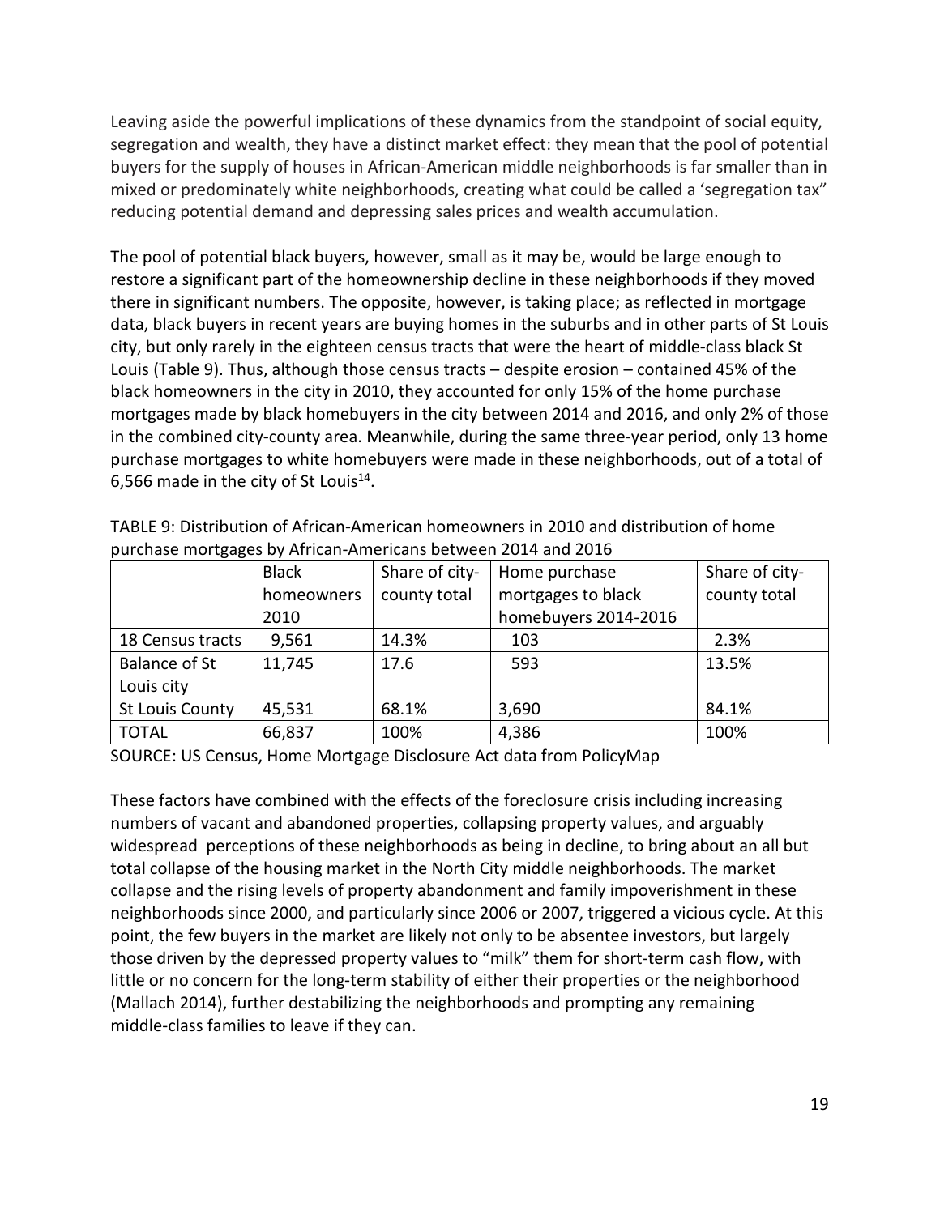Leaving aside the powerful implications of these dynamics from the standpoint of social equity, segregation and wealth, they have a distinct market effect: they mean that the pool of potential buyers for the supply of houses in African-American middle neighborhoods is far smaller than in mixed or predominately white neighborhoods, creating what could be called a 'segregation tax" reducing potential demand and depressing sales prices and wealth accumulation.

The pool of potential black buyers, however, small as it may be, would be large enough to restore a significant part of the homeownership decline in these neighborhoods if they moved there in significant numbers. The opposite, however, is taking place; as reflected in mortgage data, black buyers in recent years are buying homes in the suburbs and in other parts of St Louis city, but only rarely in the eighteen census tracts that were the heart of middle-class black St Louis (Table 9). Thus, although those census tracts – despite erosion – contained 45% of the black homeowners in the city in 2010, they accounted for only 15% of the home purchase mortgages made by black homebuyers in the city between 2014 and 2016, and only 2% of those in the combined city-county area. Meanwhile, during the same three-year period, only 13 home purchase mortgages to white homebuyers were made in these neighborhoods, out of a total of 6,566 made in the city of St Louis[14].

TABLE 9: Distribution of African-American homeowners in 2010 and distribution of home purchase mortgages by African-Americans between 2014 and 2016

| | Black homeowners 2010 | Share of city-county total | Home purchase mortgages to black homebuyers 2014-2016 | Share of city-county total |
|---|---|---|---|---|
| 18 Census tracts | 9,561 | 14.3% | 103 | 2.3% |
| Balance of St Louis city | 11,745 | 17.6 | 593 | 13.5% |
| St Louis County | 45,531 | 68.1% | 3,690 | 84.1% |
| TOTAL | 66,837 | 100% | 4,386 | 100% |

SOURCE: US Census, Home Mortgage Disclosure Act data from PolicyMap

These factors have combined with the effects of the foreclosure crisis including increasing numbers of vacant and abandoned properties, collapsing property values, and arguably widespread perceptions of these neighborhoods as being in decline, to bring about an all but total collapse of the housing market in the North City middle neighborhoods. The market collapse and the rising levels of property abandonment and family impoverishment in these neighborhoods since 2000, and particularly since 2006 or 2007, triggered a vicious cycle. At this point, the few buyers in the market are likely not only to be absentee investors, but largely those driven by the depressed property values to "milk" them for short-term cash flow, with little or no concern for the long-term stability of either their properties or the neighborhood (Mallach 2014), further destabilizing the neighborhoods and prompting any remaining middle-class families to leave if they can.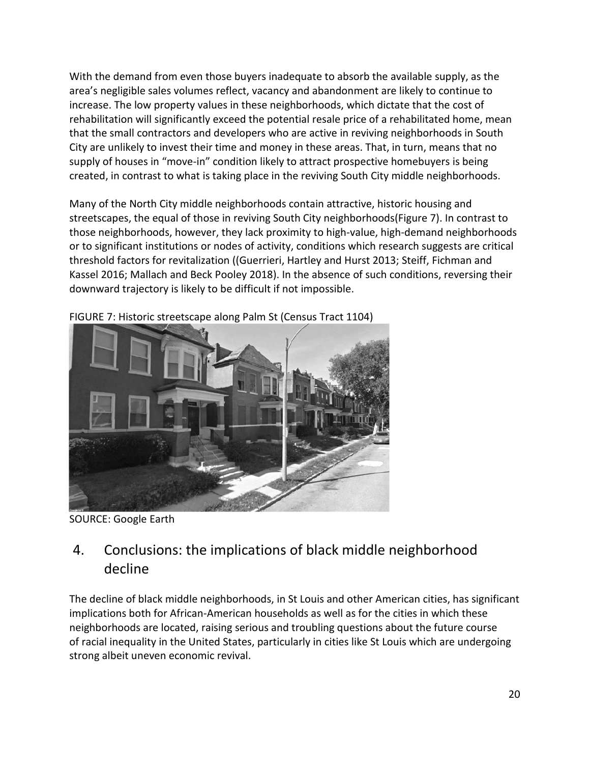With the demand from even those buyers inadequate to absorb the available supply, as the area's negligible sales volumes reflect, vacancy and abandonment are likely to continue to increase. The low property values in these neighborhoods, which dictate that the cost of rehabilitation will significantly exceed the potential resale price of a rehabilitated home, mean that the small contractors and developers who are active in reviving neighborhoods in South City are unlikely to invest their time and money in these areas. That, in turn, means that no supply of houses in "move-in" condition likely to attract prospective homebuyers is being created, in contrast to what is taking place in the reviving South City middle neighborhoods.

Many of the North City middle neighborhoods contain attractive, historic housing and streetscapes, the equal of those in reviving South City neighborhoods(Figure 7). In contrast to those neighborhoods, however, they lack proximity to high-value, high-demand neighborhoods or to significant institutions or nodes of activity, conditions which research suggests are critical threshold factors for revitalization ((Guerrieri, Hartley and Hurst 2013; Steiff, Fichman and Kassel 2016; Mallach and Beck Pooley 2018). In the absence of such conditions, reversing their downward trajectory is likely to be difficult if not impossible.

FIGURE 7: Historic streetscape along Palm St (Census Tract 1104)

SOURCE: Google Earth

## 4. Conclusions: the implications of black middle neighborhood decline

The decline of black middle neighborhoods, in St Louis and other American cities, has significant implications both for African-American households as well as for the cities in which these neighborhoods are located, raising serious and troubling questions about the future course of racial inequality in the United States, particularly in cities like St Louis which are undergoing strong albeit uneven economic revival.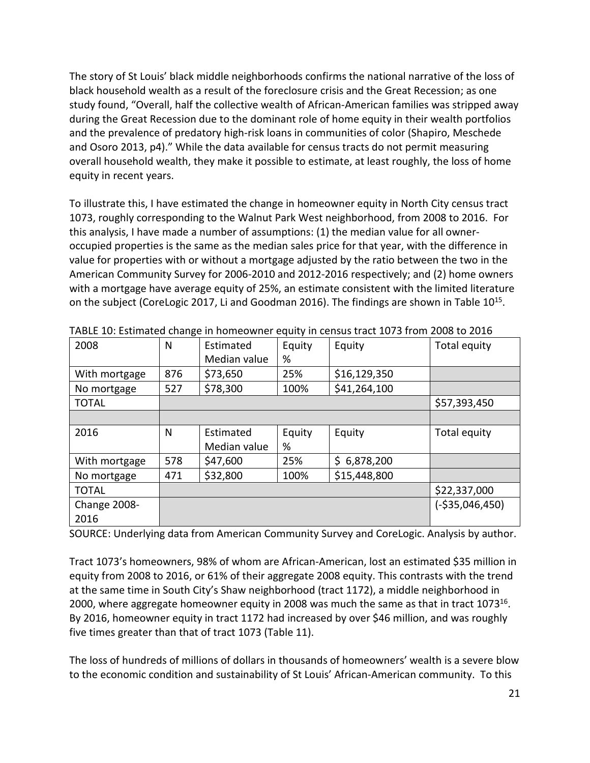The story of St Louis' black middle neighborhoods confirms the national narrative of the loss of black household wealth as a result of the foreclosure crisis and the Great Recession; as one study found, "Overall, half the collective wealth of African-American families was stripped away during the Great Recession due to the dominant role of home equity in their wealth portfolios and the prevalence of predatory high-risk loans in communities of color (Shapiro, Meschede and Osoro 2013, p4)." While the data available for census tracts do not permit measuring overall household wealth, they make it possible to estimate, at least roughly, the loss of home equity in recent years.

To illustrate this, I have estimated the change in homeowner equity in North City census tract 1073, roughly corresponding to the Walnut Park West neighborhood, from 2008 to 2016. For this analysis, I have made a number of assumptions: (1) the median value for all owner-occupied properties is the same as the median sales price for that year, with the difference in value for properties with or without a mortgage adjusted by the ratio between the two in the American Community Survey for 2006-2010 and 2012-2016 respectively; and (2) home owners with a mortgage have average equity of 25%, an estimate consistent with the limited literature on the subject (CoreLogic 2017, Li and Goodman 2016). The findings are shown in Table 10[15].

TABLE 10: Estimated change in homeowner equity in census tract 1073 from 2008 to 2016

| 2008 | N | Estimated Median value | Equity % | Equity | Total equity |
|---|---|---|---|---|---|
| With mortgage | 876 | $73,650 | 25% | $16,129,350 | |
| No mortgage | 527 | $78,300 | 100% | $41,264,100 | |
| TOTAL | | | | | $57,393,450 |
| | | | | | |
| 2016 | N | Estimated Median value | Equity % | Equity | Total equity |
| With mortgage | 578 | $47,600 | 25% | $ 6,878,200 | |
| No mortgage | 471 | $32,800 | 100% | $15,448,800 | |
| TOTAL | | | | | $22,337,000 |
| Change 2008-2016 | | | | | (-$35,046,450) |

SOURCE: Underlying data from American Community Survey and CoreLogic. Analysis by author.

Tract 1073's homeowners, 98% of whom are African-American, lost an estimated $35 million in equity from 2008 to 2016, or 61% of their aggregate 2008 equity. This contrasts with the trend at the same time in South City's Shaw neighborhood (tract 1172), a middle neighborhood in 2000, where aggregate homeowner equity in 2008 was much the same as that in tract 1073[16]. By 2016, homeowner equity in tract 1172 had increased by over $46 million, and was roughly five times greater than that of tract 1073 (Table 11).

The loss of hundreds of millions of dollars in thousands of homeowners' wealth is a severe blow to the economic condition and sustainability of St Louis' African-American community. To this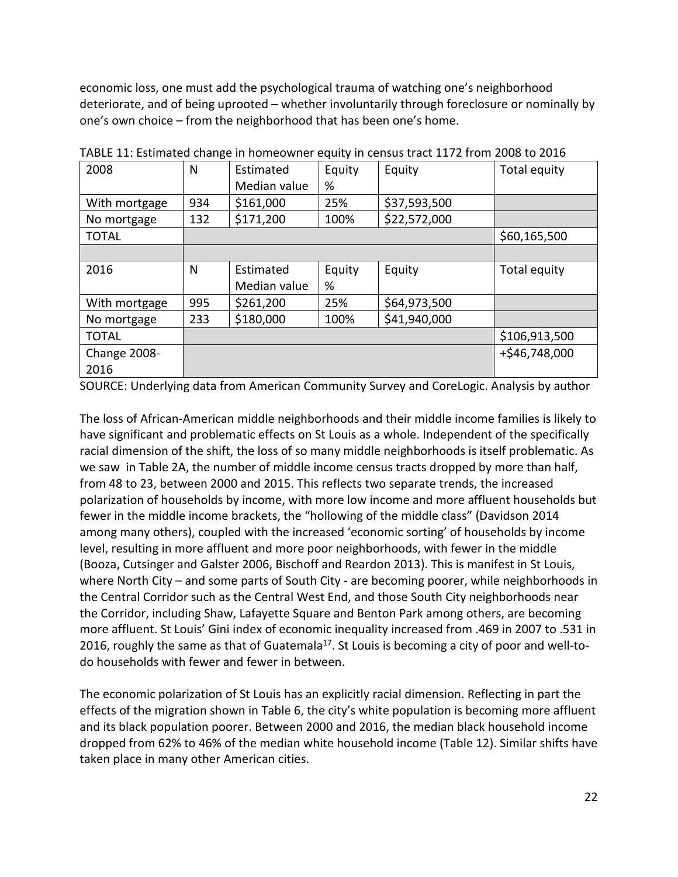economic loss, one must add the psychological trauma of watching one's neighborhood deteriorate, and of being uprooted – whether involuntarily through foreclosure or nominally by one's own choice – from the neighborhood that has been one's home.

TABLE 11: Estimated change in homeowner equity in census tract 1172 from 2008 to 2016

| 2008 | N | Estimated Median value | Equity % | Equity | Total equity |
|---|---|---|---|---|---|
| With mortgage | 934 | $161,000 | 25% | $37,593,500 | |
| No mortgage | 132 | $171,200 | 100% | $22,572,000 | |
| TOTAL | | | | | $60,165,500 |
| | | | | | |
| 2016 | N | Estimated Median value | Equity % | Equity | Total equity |
| With mortgage | 995 | $261,200 | 25% | $64,973,500 | |
| No mortgage | 233 | $180,000 | 100% | $41,940,000 | |
| TOTAL | | | | | $106,913,500 |
| Change 2008-2016 | | | | | +$46,748,000 |

SOURCE: Underlying data from American Community Survey and CoreLogic. Analysis by author

The loss of African-American middle neighborhoods and their middle income families is likely to have significant and problematic effects on St Louis as a whole. Independent of the specifically racial dimension of the shift, the loss of so many middle neighborhoods is itself problematic. As we saw in Table 2A, the number of middle income census tracts dropped by more than half, from 48 to 23, between 2000 and 2015. This reflects two separate trends, the increased polarization of households by income, with more low income and more affluent households but fewer in the middle income brackets, the "hollowing of the middle class" (Davidson 2014 among many others), coupled with the increased 'economic sorting' of households by income level, resulting in more affluent and more poor neighborhoods, with fewer in the middle (Booza, Cutsinger and Galster 2006, Bischoff and Reardon 2013). This is manifest in St Louis, where North City – and some parts of South City - are becoming poorer, while neighborhoods in the Central Corridor such as the Central West End, and those South City neighborhoods near the Corridor, including Shaw, Lafayette Square and Benton Park among others, are becoming more affluent. St Louis' Gini index of economic inequality increased from .469 in 2007 to .531 in 2016, roughly the same as that of Guatemala[17]. St Louis is becoming a city of poor and well-to-do households with fewer and fewer in between.

The economic polarization of St Louis has an explicitly racial dimension. Reflecting in part the effects of the migration shown in Table 6, the city's white population is becoming more affluent and its black population poorer. Between 2000 and 2016, the median black household income dropped from 62% to 46% of the median white household income (Table 12). Similar shifts have taken place in many other American cities.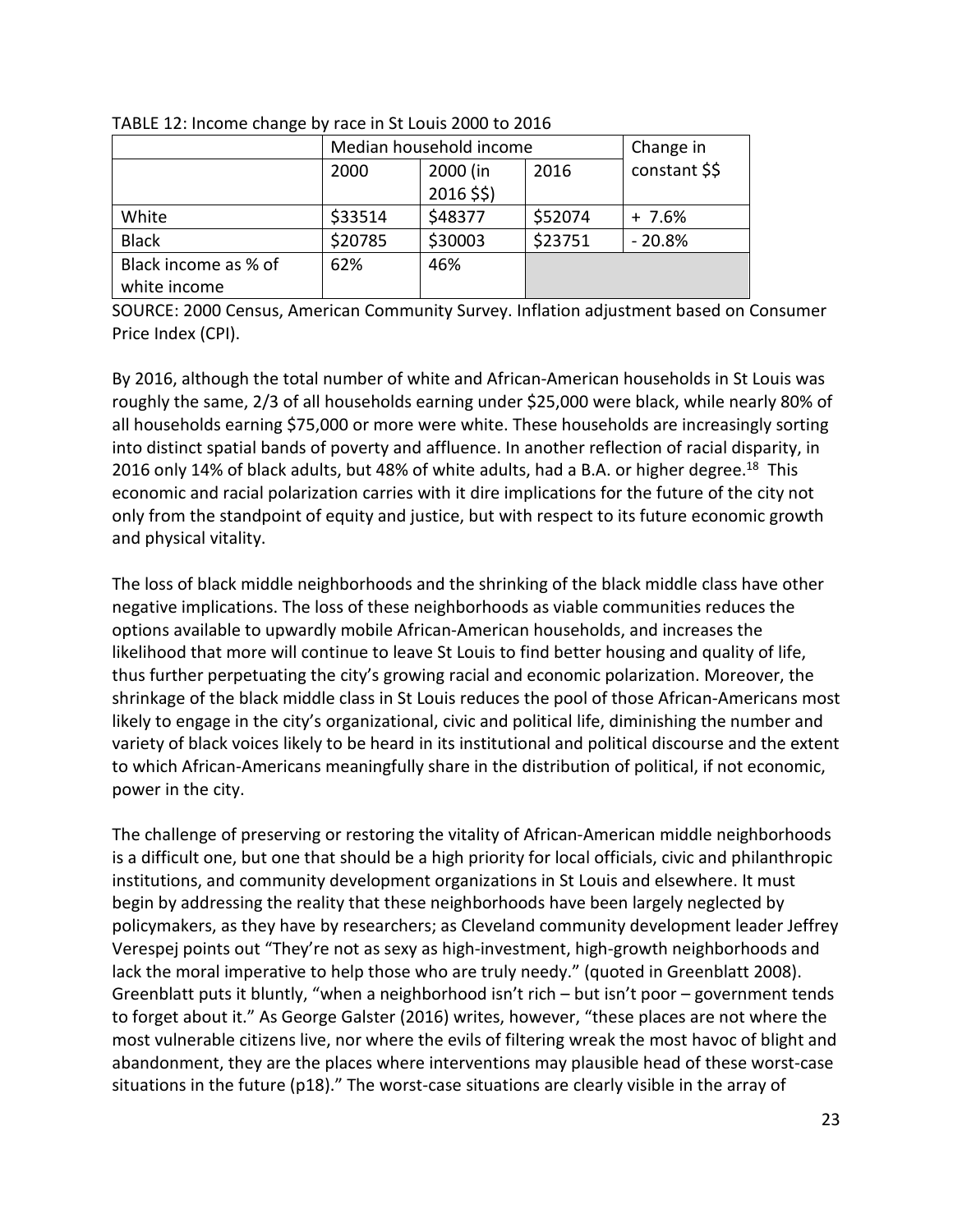TABLE 12: Income change by race in St Louis 2000 to 2016

| | Median household income | | | Change in constant $$ |
|---|---|---|---|---|
| | 2000 | 2000 (in 2016 $$) | 2016 | |
| White | $33514 | $48377 | $52074 | + 7.6% |
| Black | $20785 | $30003 | $23751 | - 20.8% |
| Black income as % of white income | 62% | 46% | | |

SOURCE: 2000 Census, American Community Survey. Inflation adjustment based on Consumer Price Index (CPI).

By 2016, although the total number of white and African-American households in St Louis was roughly the same, 2/3 of all households earning under $25,000 were black, while nearly 80% of all households earning $75,000 or more were white. These households are increasingly sorting into distinct spatial bands of poverty and affluence. In another reflection of racial disparity, in 2016 only 14% of black adults, but 48% of white adults, had a B.A. or higher degree.[18] This economic and racial polarization carries with it dire implications for the future of the city not only from the standpoint of equity and justice, but with respect to its future economic growth and physical vitality.

The loss of black middle neighborhoods and the shrinking of the black middle class have other negative implications. The loss of these neighborhoods as viable communities reduces the options available to upwardly mobile African-American households, and increases the likelihood that more will continue to leave St Louis to find better housing and quality of life, thus further perpetuating the city's growing racial and economic polarization. Moreover, the shrinkage of the black middle class in St Louis reduces the pool of those African-Americans most likely to engage in the city's organizational, civic and political life, diminishing the number and variety of black voices likely to be heard in its institutional and political discourse and the extent to which African-Americans meaningfully share in the distribution of political, if not economic, power in the city.

The challenge of preserving or restoring the vitality of African-American middle neighborhoods is a difficult one, but one that should be a high priority for local officials, civic and philanthropic institutions, and community development organizations in St Louis and elsewhere. It must begin by addressing the reality that these neighborhoods have been largely neglected by policymakers, as they have by researchers; as Cleveland community development leader Jeffrey Verespej points out "They're not as sexy as high-investment, high-growth neighborhoods and lack the moral imperative to help those who are truly needy." (quoted in Greenblatt 2008). Greenblatt puts it bluntly, "when a neighborhood isn't rich – but isn't poor – government tends to forget about it." As George Galster (2016) writes, however, "these places are not where the most vulnerable citizens live, nor where the evils of filtering wreak the most havoc of blight and abandonment, they are the places where interventions may plausible head of these worst-case situations in the future (p18)." The worst-case situations are clearly visible in the array of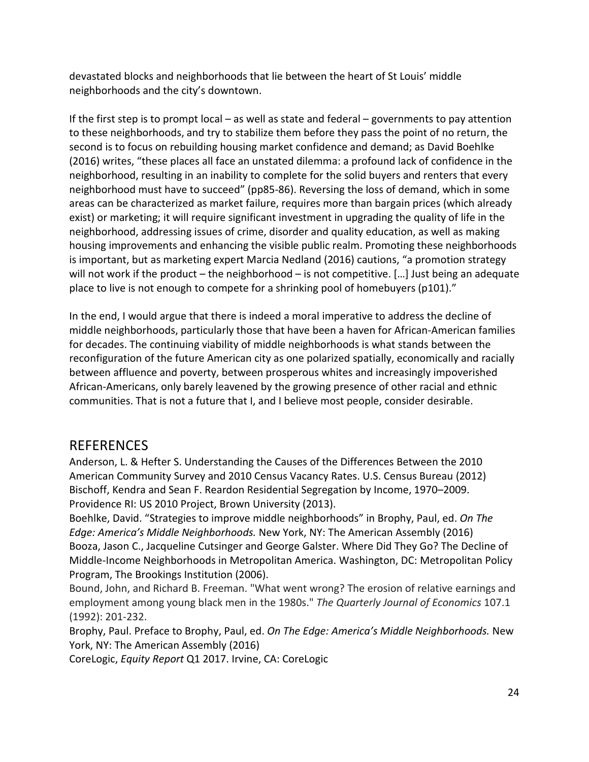devastated blocks and neighborhoods that lie between the heart of St Louis' middle neighborhoods and the city's downtown.

If the first step is to prompt local – as well as state and federal – governments to pay attention to these neighborhoods, and try to stabilize them before they pass the point of no return, the second is to focus on rebuilding housing market confidence and demand; as David Boehlke (2016) writes, "these places all face an unstated dilemma: a profound lack of confidence in the neighborhood, resulting in an inability to complete for the solid buyers and renters that every neighborhood must have to succeed" (pp85-86). Reversing the loss of demand, which in some areas can be characterized as market failure, requires more than bargain prices (which already exist) or marketing; it will require significant investment in upgrading the quality of life in the neighborhood, addressing issues of crime, disorder and quality education, as well as making housing improvements and enhancing the visible public realm. Promoting these neighborhoods is important, but as marketing expert Marcia Nedland (2016) cautions, "a promotion strategy will not work if the product – the neighborhood – is not competitive. […] Just being an adequate place to live is not enough to compete for a shrinking pool of homebuyers (p101)."

In the end, I would argue that there is indeed a moral imperative to address the decline of middle neighborhoods, particularly those that have been a haven for African-American families for decades. The continuing viability of middle neighborhoods is what stands between the reconfiguration of the future American city as one polarized spatially, economically and racially between affluence and poverty, between prosperous whites and increasingly impoverished African-Americans, only barely leavened by the growing presence of other racial and ethnic communities. That is not a future that I, and I believe most people, consider desirable.

## REFERENCES

Anderson, L. & Hefter S. Understanding the Causes of the Differences Between the 2010 American Community Survey and 2010 Census Vacancy Rates. U.S. Census Bureau (2012)

Bischoff, Kendra and Sean F. Reardon Residential Segregation by Income, 1970–2009. Providence RI: US 2010 Project, Brown University (2013).

Boehlke, David. "Strategies to improve middle neighborhoods" in Brophy, Paul, ed. *On The Edge: America's Middle Neighborhoods.* New York, NY: The American Assembly (2016)

Booza, Jason C., Jacqueline Cutsinger and George Galster. Where Did They Go? The Decline of Middle-Income Neighborhoods in Metropolitan America. Washington, DC: Metropolitan Policy Program, The Brookings Institution (2006).

Bound, John, and Richard B. Freeman. "What went wrong? The erosion of relative earnings and employment among young black men in the 1980s." *The Quarterly Journal of Economics* 107.1 (1992): 201-232.

Brophy, Paul. Preface to Brophy, Paul, ed. *On The Edge: America's Middle Neighborhoods.* New York, NY: The American Assembly (2016)

CoreLogic, *Equity Report* Q1 2017. Irvine, CA: CoreLogic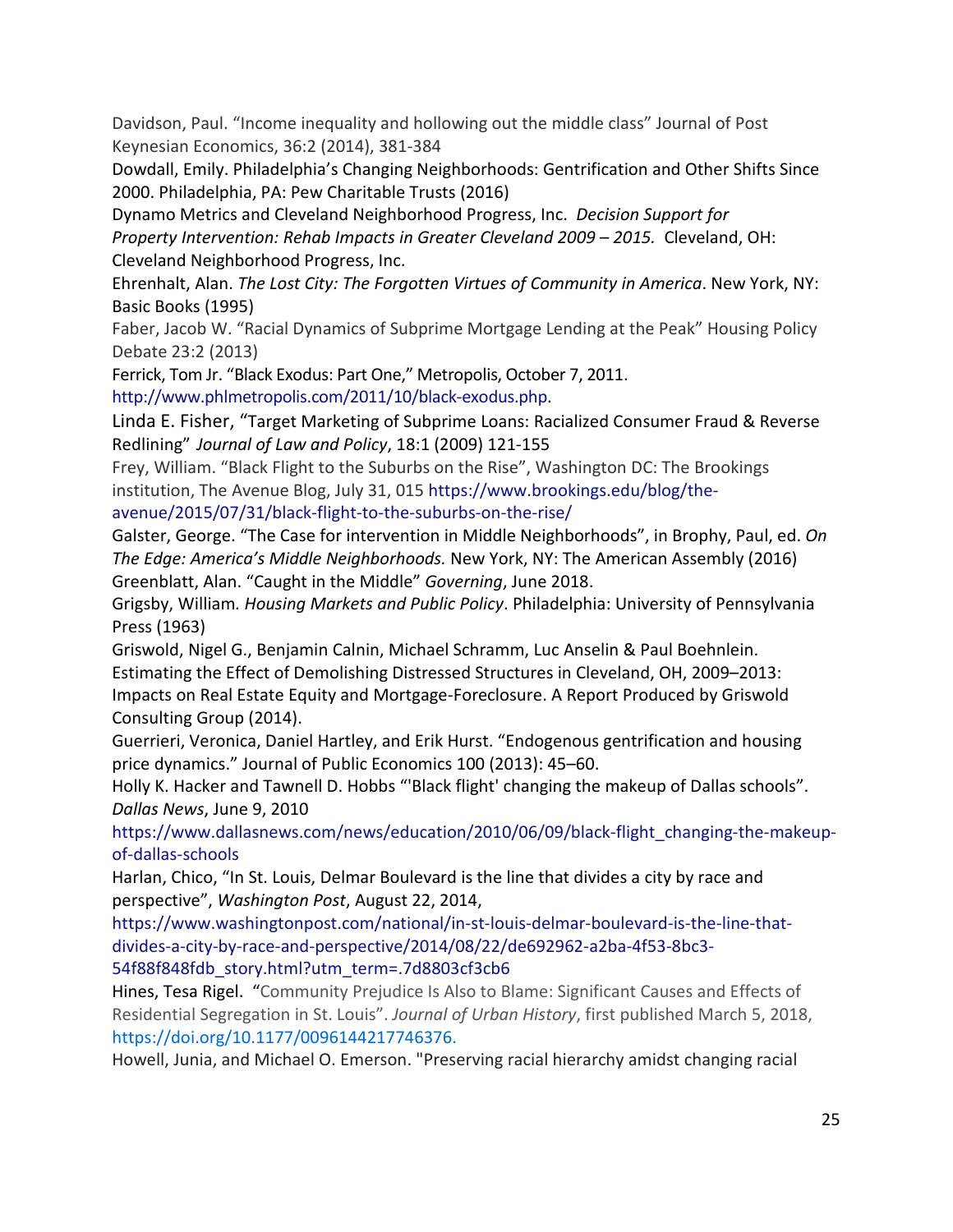Davidson, Paul. "Income inequality and hollowing out the middle class" Journal of Post Keynesian Economics, 36:2 (2014), 381-384

Dowdall, Emily. Philadelphia's Changing Neighborhoods: Gentrification and Other Shifts Since 2000. Philadelphia, PA: Pew Charitable Trusts (2016)

Dynamo Metrics and Cleveland Neighborhood Progress, Inc. *Decision Support for Property Intervention: Rehab Impacts in Greater Cleveland 2009 – 2015.* Cleveland, OH: Cleveland Neighborhood Progress, Inc.

Ehrenhalt, Alan. *The Lost City: The Forgotten Virtues of Community in America*. New York, NY: Basic Books (1995)

Faber, Jacob W. "Racial Dynamics of Subprime Mortgage Lending at the Peak" Housing Policy Debate 23:2 (2013)

Ferrick, Tom Jr. "Black Exodus: Part One," Metropolis, October 7, 2011. http://www.phlmetropolis.com/2011/10/black-exodus.php.

Linda E. Fisher, "Target Marketing of Subprime Loans: Racialized Consumer Fraud & Reverse Redlining" *Journal of Law and Policy*, 18:1 (2009) 121-155

Frey, William. "Black Flight to the Suburbs on the Rise", Washington DC: The Brookings institution, The Avenue Blog, July 31, 015 https://www.brookings.edu/blog/the-avenue/2015/07/31/black-flight-to-the-suburbs-on-the-rise/

Galster, George. "The Case for intervention in Middle Neighborhoods", in Brophy, Paul, ed. *On The Edge: America's Middle Neighborhoods.* New York, NY: The American Assembly (2016)

Greenblatt, Alan. "Caught in the Middle" *Governing*, June 2018.

Grigsby, William*. Housing Markets and Public Policy*. Philadelphia: University of Pennsylvania Press (1963)

Griswold, Nigel G., Benjamin Calnin, Michael Schramm, Luc Anselin & Paul Boehnlein. Estimating the Effect of Demolishing Distressed Structures in Cleveland, OH, 2009–2013: Impacts on Real Estate Equity and Mortgage-Foreclosure. A Report Produced by Griswold Consulting Group (2014).

Guerrieri, Veronica, Daniel Hartley, and Erik Hurst. "Endogenous gentrification and housing price dynamics." Journal of Public Economics 100 (2013): 45–60.

Holly K. Hacker and Tawnell D. Hobbs "'Black flight' changing the makeup of Dallas schools". *Dallas News*, June 9, 2010 https://www.dallasnews.com/news/education/2010/06/09/black-flight_changing-the-makeup-of-dallas-schools

Harlan, Chico, "In St. Louis, Delmar Boulevard is the line that divides a city by race and perspective", *Washington Post*, August 22, 2014, https://www.washingtonpost.com/national/in-st-louis-delmar-boulevard-is-the-line-that-divides-a-city-by-race-and-perspective/2014/08/22/de692962-a2ba-4f53-8bc3-54f88f848fdb_story.html?utm_term=.7d8803cf3cb6

Hines, Tesa Rigel. "Community Prejudice Is Also to Blame: Significant Causes and Effects of Residential Segregation in St. Louis". *Journal of Urban History*, first published March 5, 2018, https://doi.org/10.1177/0096144217746376.

Howell, Junia, and Michael O. Emerson. "Preserving racial hierarchy amidst changing racial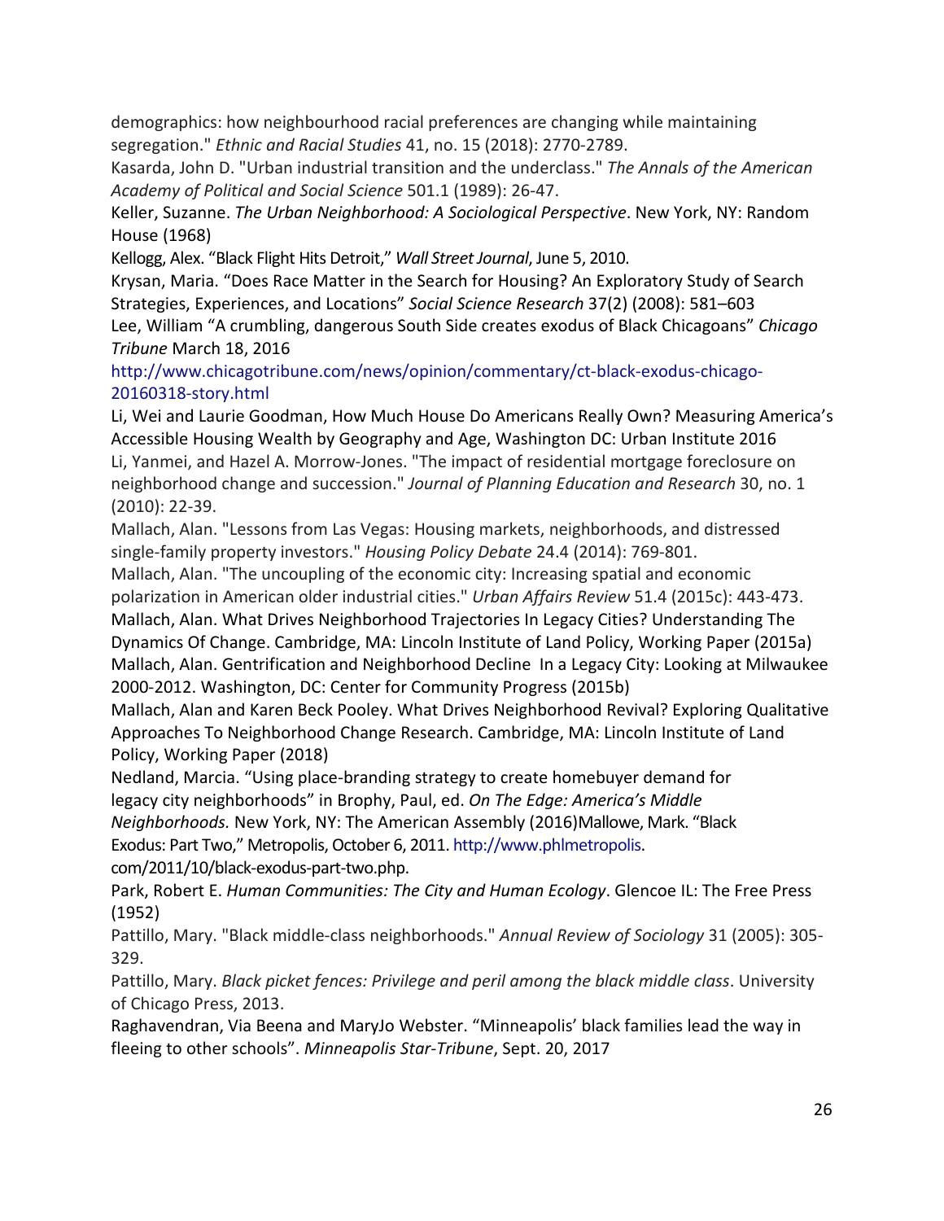demographics: how neighbourhood racial preferences are changing while maintaining segregation." *Ethnic and Racial Studies* 41, no. 15 (2018): 2770-2789.

Kasarda, John D. "Urban industrial transition and the underclass." *The Annals of the American Academy of Political and Social Science* 501.1 (1989): 26-47.

Keller, Suzanne. *The Urban Neighborhood: A Sociological Perspective*. New York, NY: Random House (1968)

Kellogg, Alex. "Black Flight Hits Detroit," *Wall Street Journal*, June 5, 2010.

Krysan, Maria. "Does Race Matter in the Search for Housing? An Exploratory Study of Search Strategies, Experiences, and Locations" *Social Science Research* 37(2) (2008): 581–603

Lee, William "A crumbling, dangerous South Side creates exodus of Black Chicagoans" *Chicago Tribune* March 18, 2016 http://www.chicagotribune.com/news/opinion/commentary/ct-black-exodus-chicago-20160318-story.html

Li, Wei and Laurie Goodman, How Much House Do Americans Really Own? Measuring America's Accessible Housing Wealth by Geography and Age, Washington DC: Urban Institute 2016

Li, Yanmei, and Hazel A. Morrow-Jones. "The impact of residential mortgage foreclosure on neighborhood change and succession." *Journal of Planning Education and Research* 30, no. 1 (2010): 22-39.

Mallach, Alan. "Lessons from Las Vegas: Housing markets, neighborhoods, and distressed single-family property investors." *Housing Policy Debate* 24.4 (2014): 769-801.

Mallach, Alan. "The uncoupling of the economic city: Increasing spatial and economic polarization in American older industrial cities." *Urban Affairs Review* 51.4 (2015c): 443-473.

Mallach, Alan. What Drives Neighborhood Trajectories In Legacy Cities? Understanding The Dynamics Of Change. Cambridge, MA: Lincoln Institute of Land Policy, Working Paper (2015a)

Mallach, Alan. Gentrification and Neighborhood Decline In a Legacy City: Looking at Milwaukee 2000-2012. Washington, DC: Center for Community Progress (2015b)

Mallach, Alan and Karen Beck Pooley. What Drives Neighborhood Revival? Exploring Qualitative Approaches To Neighborhood Change Research. Cambridge, MA: Lincoln Institute of Land Policy, Working Paper (2018)

Nedland, Marcia. "Using place-branding strategy to create homebuyer demand for legacy city neighborhoods" in Brophy, Paul, ed. *On The Edge: America's Middle Neighborhoods.* New York, NY: The American Assembly (2016)Mallowe, Mark. "Black Exodus: Part Two," Metropolis, October 6, 2011. http://www.phlmetropolis.com/2011/10/black-exodus-part-two.php.

Park, Robert E. *Human Communities: The City and Human Ecology*. Glencoe IL: The Free Press (1952)

Pattillo, Mary. "Black middle-class neighborhoods." *Annual Review of Sociology* 31 (2005): 305-329.

Pattillo, Mary. *Black picket fences: Privilege and peril among the black middle class*. University of Chicago Press, 2013.

Raghavendran, Via Beena and MaryJo Webster. "Minneapolis' black families lead the way in fleeing to other schools". *Minneapolis Star-Tribune*, Sept. 20, 2017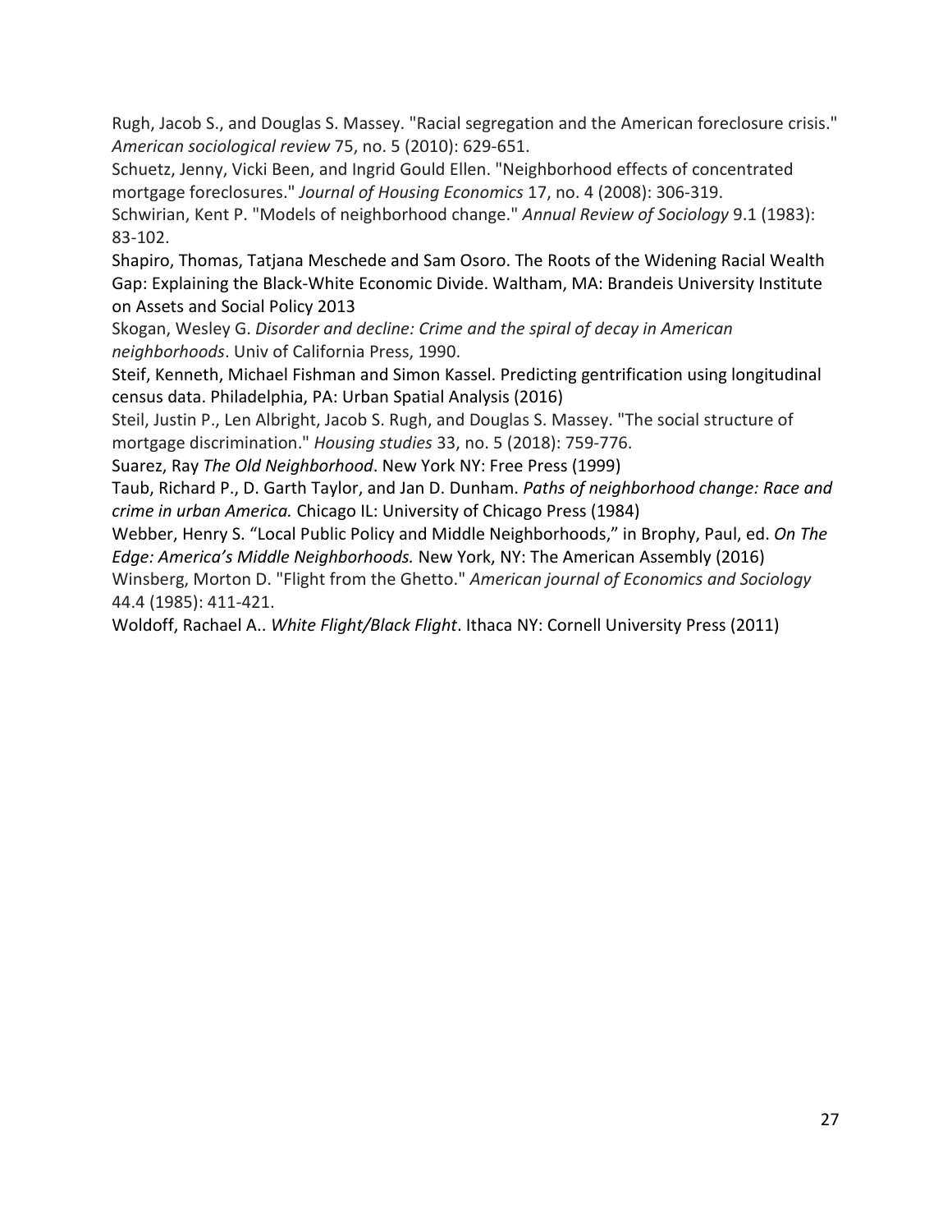Rugh, Jacob S., and Douglas S. Massey. "Racial segregation and the American foreclosure crisis." *American sociological review* 75, no. 5 (2010): 629-651.

Schuetz, Jenny, Vicki Been, and Ingrid Gould Ellen. "Neighborhood effects of concentrated mortgage foreclosures." *Journal of Housing Economics* 17, no. 4 (2008): 306-319.

Schwirian, Kent P. "Models of neighborhood change." *Annual Review of Sociology* 9.1 (1983): 83-102.

Shapiro, Thomas, Tatjana Meschede and Sam Osoro. The Roots of the Widening Racial Wealth Gap: Explaining the Black-White Economic Divide. Waltham, MA: Brandeis University Institute on Assets and Social Policy 2013

Skogan, Wesley G. *Disorder and decline: Crime and the spiral of decay in American neighborhoods*. Univ of California Press, 1990.

Steif, Kenneth, Michael Fishman and Simon Kassel. Predicting gentrification using longitudinal census data. Philadelphia, PA: Urban Spatial Analysis (2016)

Steil, Justin P., Len Albright, Jacob S. Rugh, and Douglas S. Massey. "The social structure of mortgage discrimination." *Housing studies* 33, no. 5 (2018): 759-776.

Suarez, Ray *The Old Neighborhood*. New York NY: Free Press (1999)

Taub, Richard P., D. Garth Taylor, and Jan D. Dunham. *Paths of neighborhood change: Race and crime in urban America.* Chicago IL: University of Chicago Press (1984)

Webber, Henry S. "Local Public Policy and Middle Neighborhoods," in Brophy, Paul, ed. *On The Edge: America's Middle Neighborhoods.* New York, NY: The American Assembly (2016)

Winsberg, Morton D. "Flight from the Ghetto." *American journal of Economics and Sociology* 44.4 (1985): 411-421.

Woldoff, Rachael A.. *White Flight/Black Flight*. Ithaca NY: Cornell University Press (2011)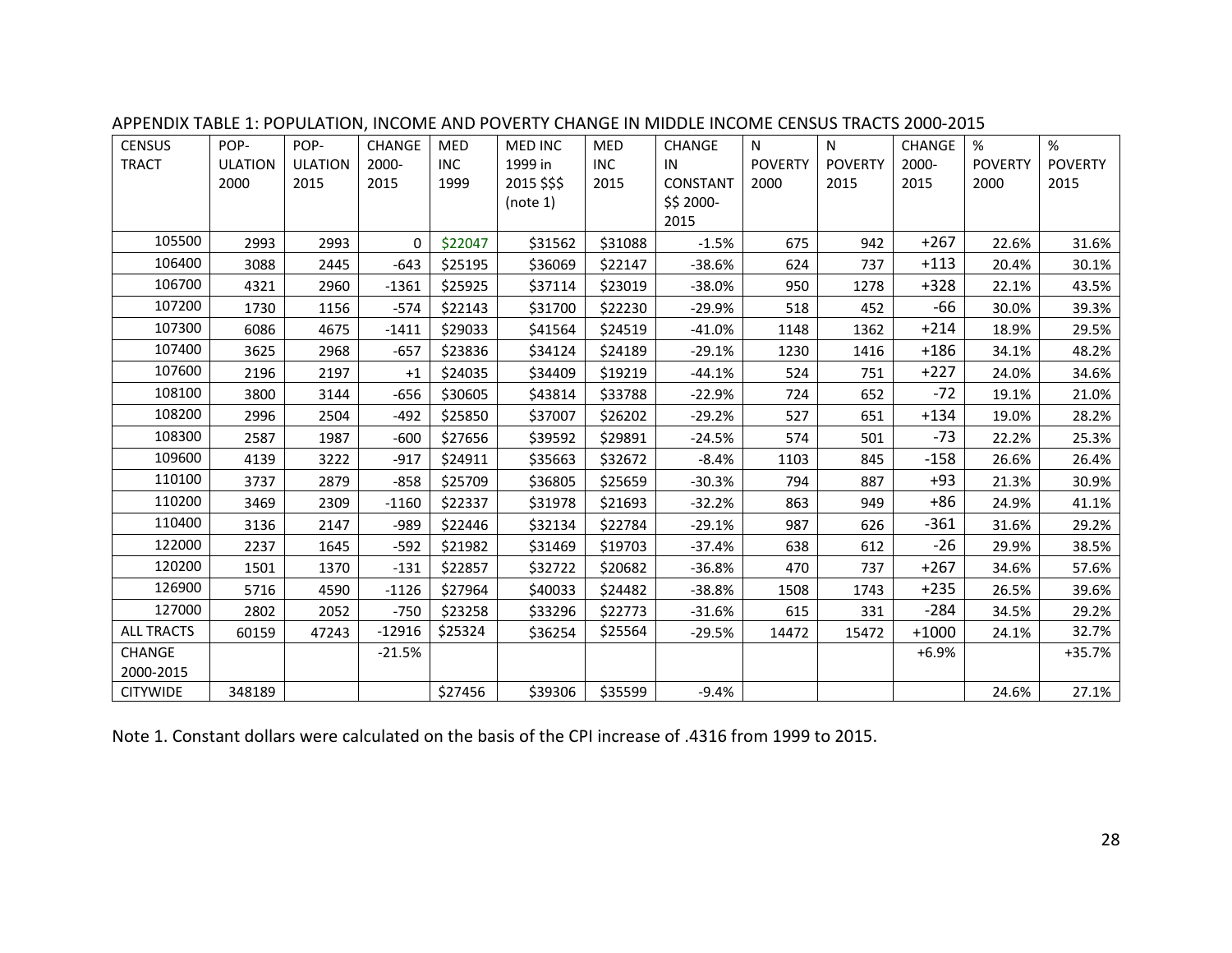APPENDIX TABLE 1: POPULATION, INCOME AND POVERTY CHANGE IN MIDDLE INCOME CENSUS TRACTS 2000-2015

| CENSUS TRACT | POP-ULATION 2000 | POP-ULATION 2015 | CHANGE 2000-2015 | MED INC 1999 | MED INC 1999 in 2015 $$$ (note 1) | MED INC 2015 | CHANGE IN CONSTANT $$ 2000-2015 | N POVERTY 2000 | N POVERTY 2015 | CHANGE 2000-2015 | % POVERTY 2000 | % POVERTY 2015 |
|---|---|---|---|---|---|---|---|---|---|---|---|---|
| 105500 | 2993 | 2993 | 0 | $22047 | $31562 | $31088 | -1.5% | 675 | 942 | +267 | 22.6% | 31.6% |
| 106400 | 3088 | 2445 | -643 | $25195 | $36069 | $22147 | -38.6% | 624 | 737 | +113 | 20.4% | 30.1% |
| 106700 | 4321 | 2960 | -1361 | $25925 | $37114 | $23019 | -38.0% | 950 | 1278 | +328 | 22.1% | 43.5% |
| 107200 | 1730 | 1156 | -574 | $22143 | $31700 | $22230 | -29.9% | 518 | 452 | -66 | 30.0% | 39.3% |
| 107300 | 6086 | 4675 | -1411 | $29033 | $41564 | $24519 | -41.0% | 1148 | 1362 | +214 | 18.9% | 29.5% |
| 107400 | 3625 | 2968 | -657 | $23836 | $34124 | $24189 | -29.1% | 1230 | 1416 | +186 | 34.1% | 48.2% |
| 107600 | 2196 | 2197 | +1 | $24035 | $34409 | $19219 | -44.1% | 524 | 751 | +227 | 24.0% | 34.6% |
| 108100 | 3800 | 3144 | -656 | $30605 | $43814 | $33788 | -22.9% | 724 | 652 | -72 | 19.1% | 21.0% |
| 108200 | 2996 | 2504 | -492 | $25850 | $37007 | $26202 | -29.2% | 527 | 651 | +134 | 19.0% | 28.2% |
| 108300 | 2587 | 1987 | -600 | $27656 | $39592 | $29891 | -24.5% | 574 | 501 | -73 | 22.2% | 25.3% |
| 109600 | 4139 | 3222 | -917 | $24911 | $35663 | $32672 | -8.4% | 1103 | 845 | -158 | 26.6% | 26.4% |
| 110100 | 3737 | 2879 | -858 | $25709 | $36805 | $25659 | -30.3% | 794 | 887 | +93 | 21.3% | 30.9% |
| 110200 | 3469 | 2309 | -1160 | $22337 | $31978 | $21693 | -32.2% | 863 | 949 | +86 | 24.9% | 41.1% |
| 110400 | 3136 | 2147 | -989 | $22446 | $32134 | $22784 | -29.1% | 987 | 626 | -361 | 31.6% | 29.2% |
| 122000 | 2237 | 1645 | -592 | $21982 | $31469 | $19703 | -37.4% | 638 | 612 | -26 | 29.9% | 38.5% |
| 120200 | 1501 | 1370 | -131 | $22857 | $32722 | $20682 | -36.8% | 470 | 737 | +267 | 34.6% | 57.6% |
| 126900 | 5716 | 4590 | -1126 | $27964 | $40033 | $24482 | -38.8% | 1508 | 1743 | +235 | 26.5% | 39.6% |
| 127000 | 2802 | 2052 | -750 | $23258 | $33296 | $22773 | -31.6% | 615 | 331 | -284 | 34.5% | 29.2% |
| ALL TRACTS | 60159 | 47243 | -12916 | $25324 | $36254 | $25564 | -29.5% | 14472 | 15472 | +1000 | 24.1% | 32.7% |
| CHANGE 2000-2015 | | | -21.5% | | | | | | | +6.9% | | +35.7% |
| CITYWIDE | 348189 | | | $27456 | $39306 | $35599 | -9.4% | | | | 24.6% | 27.1% |

Note 1. Constant dollars were calculated on the basis of the CPI increase of .4316 from 1999 to 2015.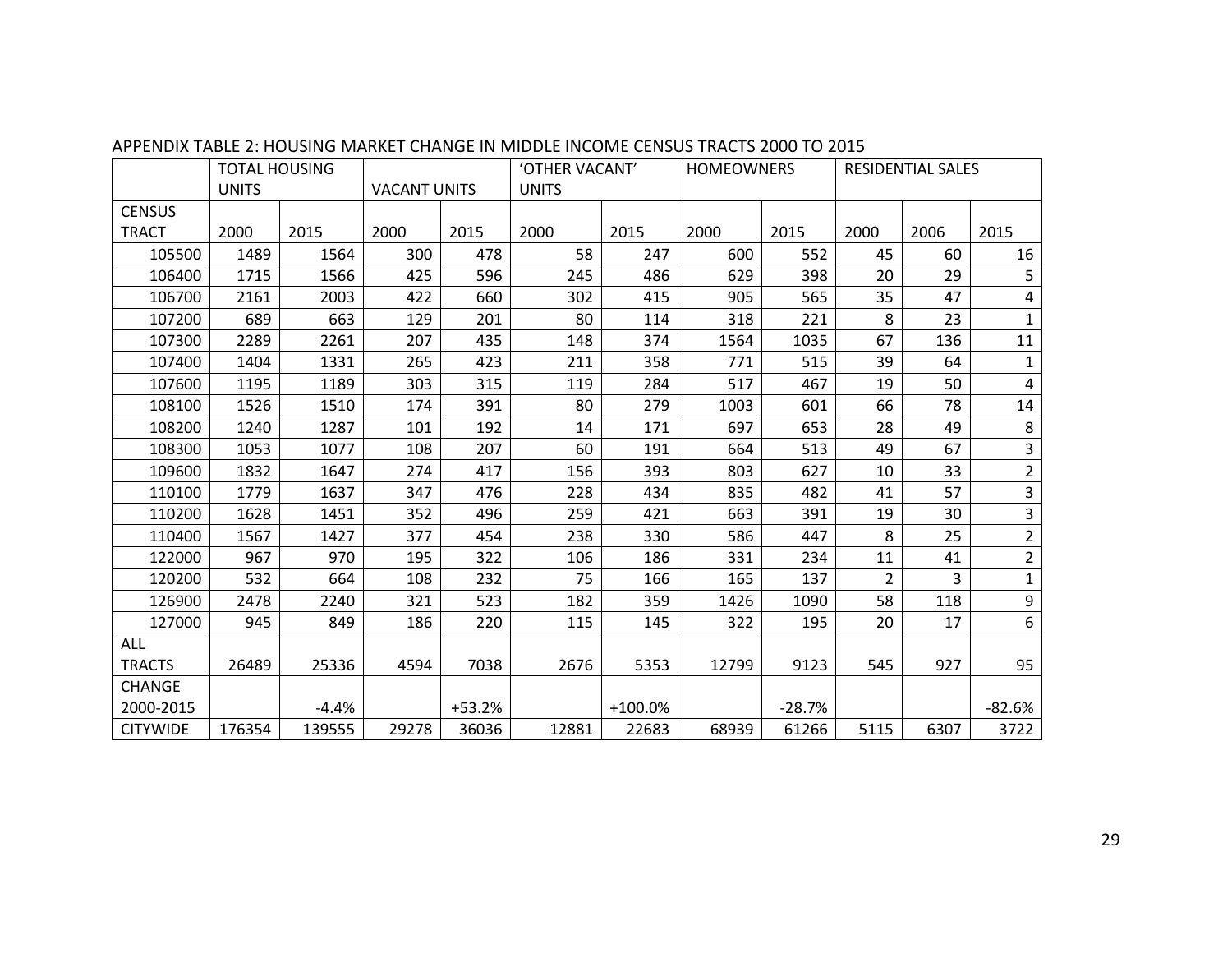APPENDIX TABLE 2: HOUSING MARKET CHANGE IN MIDDLE INCOME CENSUS TRACTS 2000 TO 2015

| | TOTAL HOUSING UNITS | | VACANT UNITS | | 'OTHER VACANT' UNITS | | HOMEOWNERS | | RESIDENTIAL SALES | | |
|---|---|---|---|---|---|---|---|---|---|---|---|
| CENSUS TRACT | 2000 | 2015 | 2000 | 2015 | 2000 | 2015 | 2000 | 2015 | 2000 | 2006 | 2015 |
| 105500 | 1489 | 1564 | 300 | 478 | 58 | 247 | 600 | 552 | 45 | 60 | 16 |
| 106400 | 1715 | 1566 | 425 | 596 | 245 | 486 | 629 | 398 | 20 | 29 | 5 |
| 106700 | 2161 | 2003 | 422 | 660 | 302 | 415 | 905 | 565 | 35 | 47 | 4 |
| 107200 | 689 | 663 | 129 | 201 | 80 | 114 | 318 | 221 | 8 | 23 | 1 |
| 107300 | 2289 | 2261 | 207 | 435 | 148 | 374 | 1564 | 1035 | 67 | 136 | 11 |
| 107400 | 1404 | 1331 | 265 | 423 | 211 | 358 | 771 | 515 | 39 | 64 | 1 |
| 107600 | 1195 | 1189 | 303 | 315 | 119 | 284 | 517 | 467 | 19 | 50 | 4 |
| 108100 | 1526 | 1510 | 174 | 391 | 80 | 279 | 1003 | 601 | 66 | 78 | 14 |
| 108200 | 1240 | 1287 | 101 | 192 | 14 | 171 | 697 | 653 | 28 | 49 | 8 |
| 108300 | 1053 | 1077 | 108 | 207 | 60 | 191 | 664 | 513 | 49 | 67 | 3 |
| 109600 | 1832 | 1647 | 274 | 417 | 156 | 393 | 803 | 627 | 10 | 33 | 2 |
| 110100 | 1779 | 1637 | 347 | 476 | 228 | 434 | 835 | 482 | 41 | 57 | 3 |
| 110200 | 1628 | 1451 | 352 | 496 | 259 | 421 | 663 | 391 | 19 | 30 | 3 |
| 110400 | 1567 | 1427 | 377 | 454 | 238 | 330 | 586 | 447 | 8 | 25 | 2 |
| 122000 | 967 | 970 | 195 | 322 | 106 | 186 | 331 | 234 | 11 | 41 | 2 |
| 120200 | 532 | 664 | 108 | 232 | 75 | 166 | 165 | 137 | 2 | 3 | 1 |
| 126900 | 2478 | 2240 | 321 | 523 | 182 | 359 | 1426 | 1090 | 58 | 118 | 9 |
| 127000 | 945 | 849 | 186 | 220 | 115 | 145 | 322 | 195 | 20 | 17 | 6 |
| ALL TRACTS | 26489 | 25336 | 4594 | 7038 | 2676 | 5353 | 12799 | 9123 | 545 | 927 | 95 |
| CHANGE 2000-2015 | | -4.4% | | +53.2% | | +100.0% | | -28.7% | | | -82.6% |
| CITYWIDE | 176354 | 139555 | 29278 | 36036 | 12881 | 22683 | 68939 | 61266 | 5115 | 6307 | 3722 |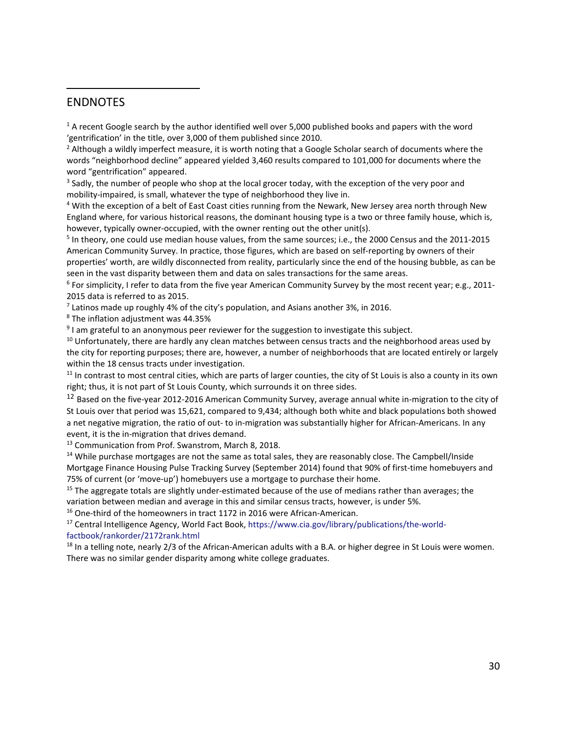## ENDNOTES

[1] A recent Google search by the author identified well over 5,000 published books and papers with the word 'gentrification' in the title, over 3,000 of them published since 2010.

[2] Although a wildly imperfect measure, it is worth noting that a Google Scholar search of documents where the words "neighborhood decline" appeared yielded 3,460 results compared to 101,000 for documents where the word "gentrification" appeared.

[3] Sadly, the number of people who shop at the local grocer today, with the exception of the very poor and mobility-impaired, is small, whatever the type of neighborhood they live in.

[4] With the exception of a belt of East Coast cities running from the Newark, New Jersey area north through New England where, for various historical reasons, the dominant housing type is a two or three family house, which is, however, typically owner-occupied, with the owner renting out the other unit(s).

[5] In theory, one could use median house values, from the same sources; i.e., the 2000 Census and the 2011-2015 American Community Survey. In practice, those figures, which are based on self-reporting by owners of their properties' worth, are wildly disconnected from reality, particularly since the end of the housing bubble, as can be seen in the vast disparity between them and data on sales transactions for the same areas.

[6] For simplicity, I refer to data from the five year American Community Survey by the most recent year; e.g., 2011-2015 data is referred to as 2015.

[7] Latinos made up roughly 4% of the city's population, and Asians another 3%, in 2016.

[8] The inflation adjustment was 44.35%

[9] I am grateful to an anonymous peer reviewer for the suggestion to investigate this subject.

[10] Unfortunately, there are hardly any clean matches between census tracts and the neighborhood areas used by the city for reporting purposes; there are, however, a number of neighborhoods that are located entirely or largely within the 18 census tracts under investigation.

[11] In contrast to most central cities, which are parts of larger counties, the city of St Louis is also a county in its own right; thus, it is not part of St Louis County, which surrounds it on three sides.

[12] Based on the five-year 2012-2016 American Community Survey, average annual white in-migration to the city of St Louis over that period was 15,621, compared to 9,434; although both white and black populations both showed a net negative migration, the ratio of out- to in-migration was substantially higher for African-Americans. In any event, it is the in-migration that drives demand.

[13] Communication from Prof. Swanstrom, March 8, 2018.

[14] While purchase mortgages are not the same as total sales, they are reasonably close. The Campbell/Inside Mortgage Finance Housing Pulse Tracking Survey (September 2014) found that 90% of first-time homebuyers and 75% of current (or 'move-up') homebuyers use a mortgage to purchase their home.

[15] The aggregate totals are slightly under-estimated because of the use of medians rather than averages; the variation between median and average in this and similar census tracts, however, is under 5%.

[16] One-third of the homeowners in tract 1172 in 2016 were African-American.

[17] Central Intelligence Agency, World Fact Book, https://www.cia.gov/library/publications/the-world-factbook/rankorder/2172rank.html

[18] In a telling note, nearly 2/3 of the African-American adults with a B.A. or higher degree in St Louis were women. There was no similar gender disparity among white college graduates.